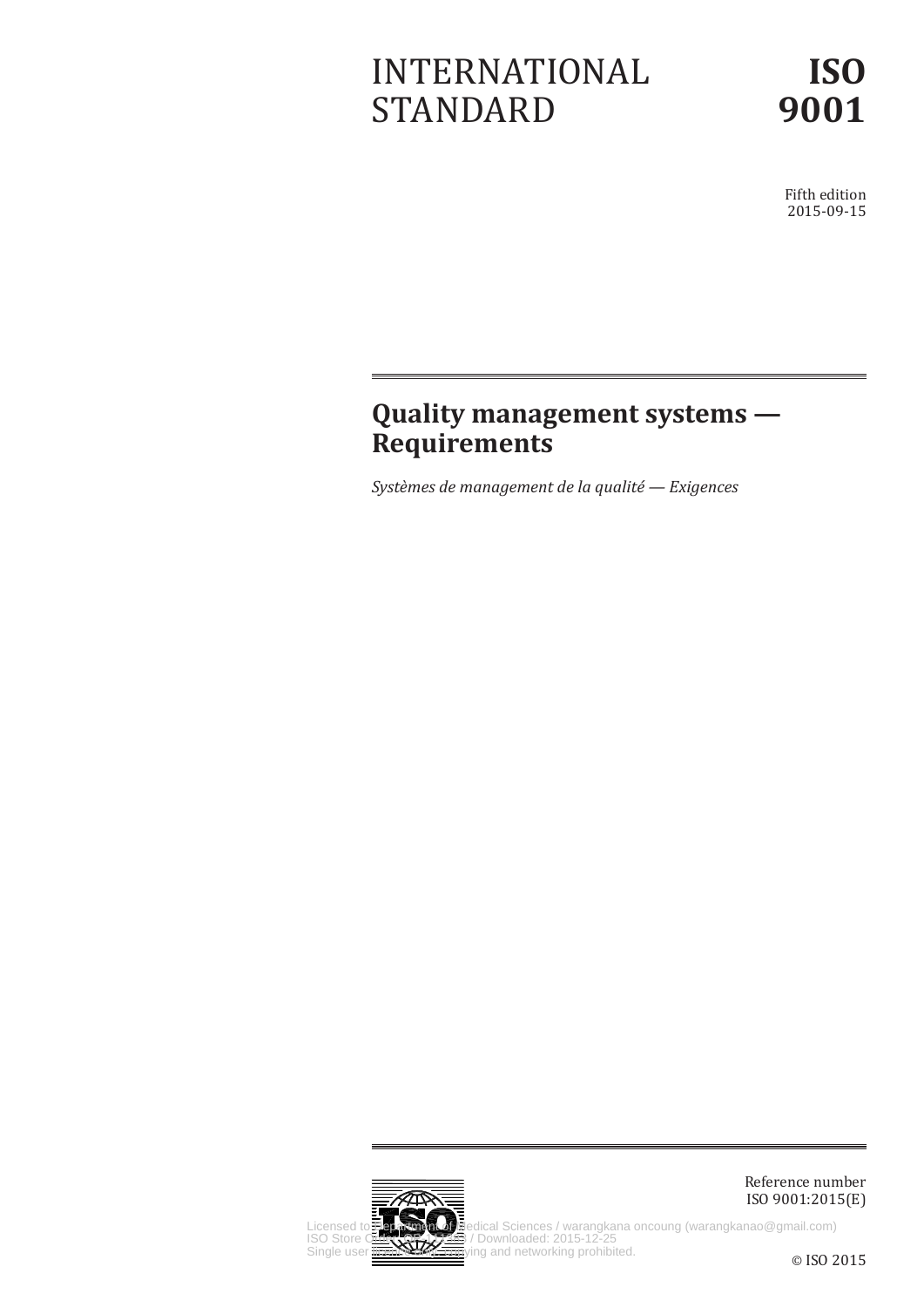# INTERNATIONAL STANDARD

# ISO 9001

Fifth edition
2015-09-15

## Quality management systems — Requirements

*Systèmes de management de la qualité — Exigences*

Reference number
ISO 9001:2015(E)

Licensed to Department of Medical Sciences / warangkana oncoung (warangkanao@gmail.com)
ISO Store Order: OP-51268 / Downloaded: 2015-12-25
Single user licence only, copying and networking prohibited.

© ISO 2015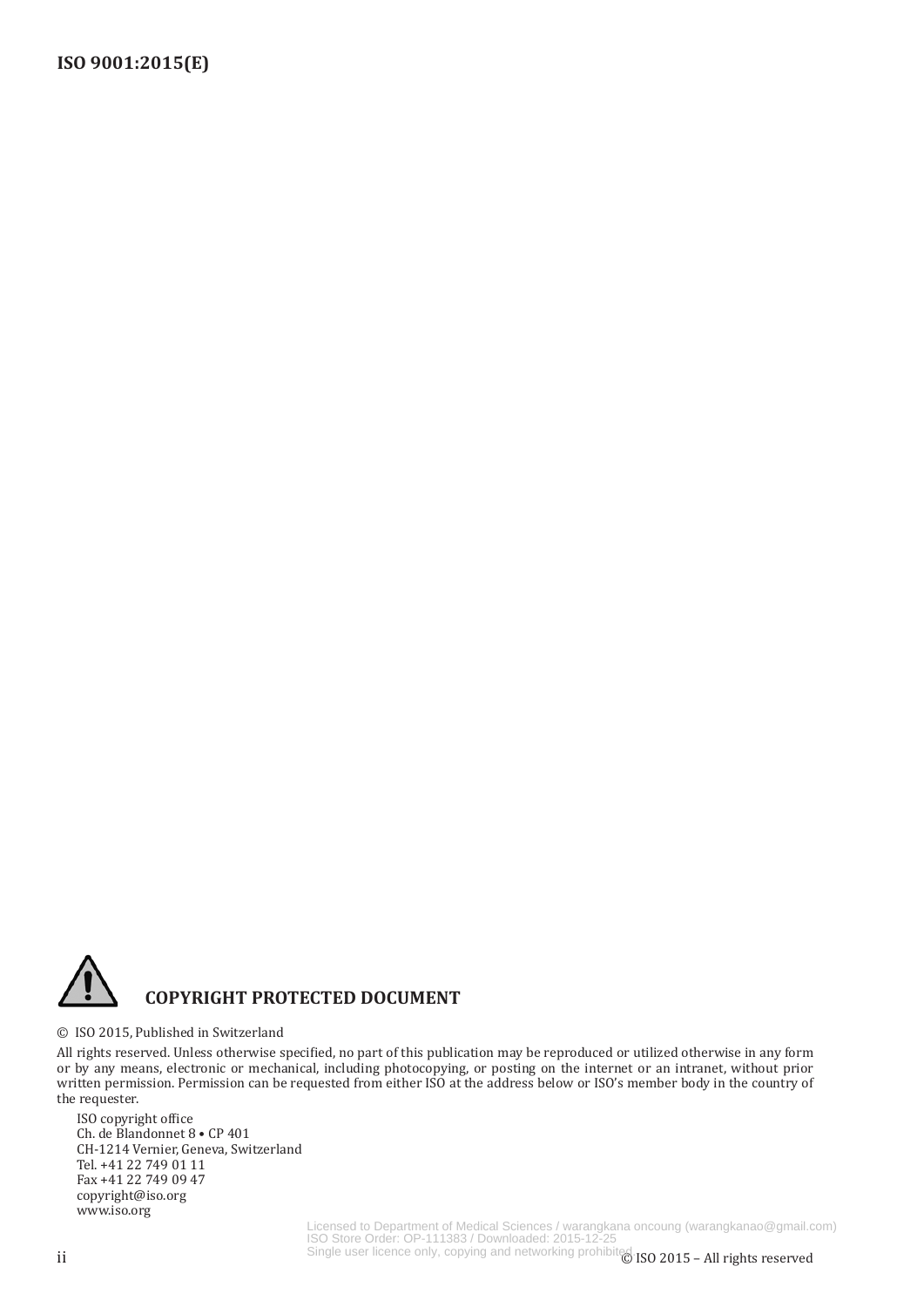**COPYRIGHT PROTECTED DOCUMENT**

© ISO 2015, Published in Switzerland

All rights reserved. Unless otherwise specified, no part of this publication may be reproduced or utilized otherwise in any form or by any means, electronic or mechanical, including photocopying, or posting on the internet or an intranet, without prior written permission. Permission can be requested from either ISO at the address below or ISO's member body in the country of the requester.

ISO copyright office
Ch. de Blandonnet 8 • CP 401
CH-1214 Vernier, Geneva, Switzerland
Tel. +41 22 749 01 11
Fax +41 22 749 09 47
copyright@iso.org
www.iso.org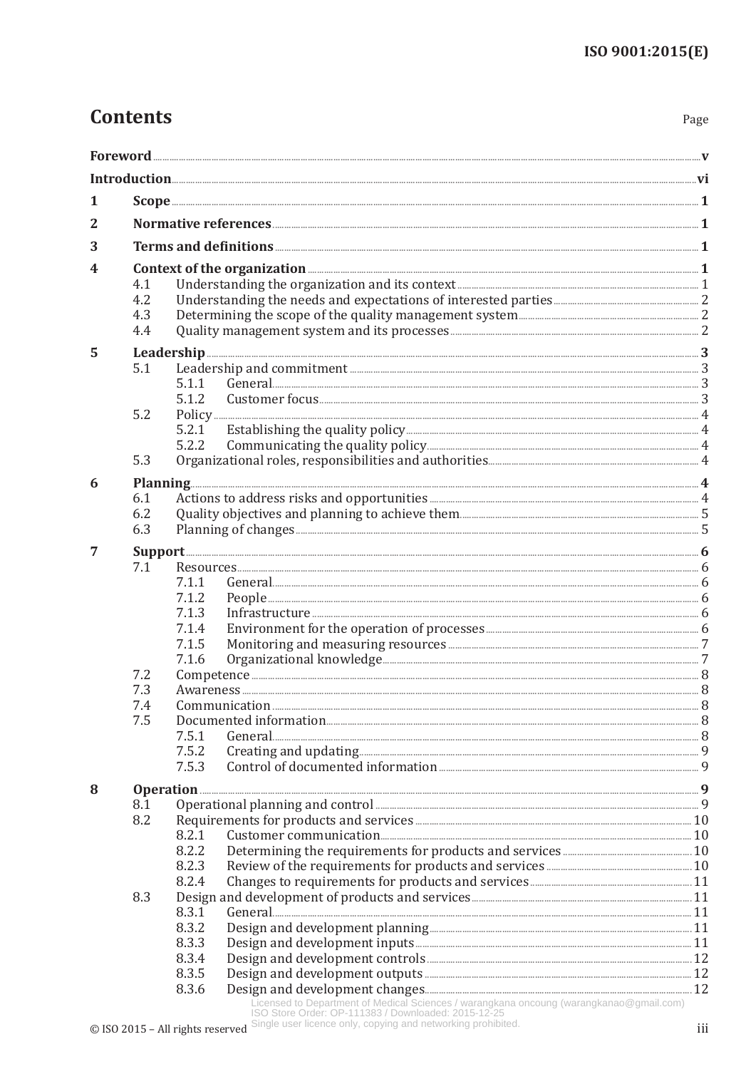# Contents

Page

**Foreword** ..... v

**Introduction** ..... vi

**1 Scope** ..... 1

**2 Normative references** ..... 1

**3 Terms and definitions** ..... 1

**4 Context of the organization** ..... 1

- 4.1 Understanding the organization and its context ..... 1
- 4.2 Understanding the needs and expectations of interested parties ..... 2
- 4.3 Determining the scope of the quality management system ..... 2
- 4.4 Quality management system and its processes ..... 2

**5 Leadership** ..... 3

- 5.1 Leadership and commitment ..... 3
  - 5.1.1 General ..... 3
  - 5.1.2 Customer focus ..... 3
- 5.2 Policy ..... 4
  - 5.2.1 Establishing the quality policy ..... 4
  - 5.2.2 Communicating the quality policy ..... 4
- 5.3 Organizational roles, responsibilities and authorities ..... 4

**6 Planning** ..... 4

- 6.1 Actions to address risks and opportunities ..... 4
- 6.2 Quality objectives and planning to achieve them ..... 5
- 6.3 Planning of changes ..... 5

**7 Support** ..... 6

- 7.1 Resources ..... 6
  - 7.1.1 General ..... 6
  - 7.1.2 People ..... 6
  - 7.1.3 Infrastructure ..... 6
  - 7.1.4 Environment for the operation of processes ..... 6
  - 7.1.5 Monitoring and measuring resources ..... 7
  - 7.1.6 Organizational knowledge ..... 7
- 7.2 Competence ..... 8
- 7.3 Awareness ..... 8
- 7.4 Communication ..... 8
- 7.5 Documented information ..... 8
  - 7.5.1 General ..... 8
  - 7.5.2 Creating and updating ..... 9
  - 7.5.3 Control of documented information ..... 9

**8 Operation** ..... 9

- 8.1 Operational planning and control ..... 9
- 8.2 Requirements for products and services ..... 10
  - 8.2.1 Customer communication ..... 10
  - 8.2.2 Determining the requirements for products and services ..... 10
  - 8.2.3 Review of the requirements for products and services ..... 10
  - 8.2.4 Changes to requirements for products and services ..... 11
- 8.3 Design and development of products and services ..... 11
  - 8.3.1 General ..... 11
  - 8.3.2 Design and development planning ..... 11
  - 8.3.3 Design and development inputs ..... 11
  - 8.3.4 Design and development controls ..... 12
  - 8.3.5 Design and development outputs ..... 12
  - 8.3.6 Design and development changes ..... 12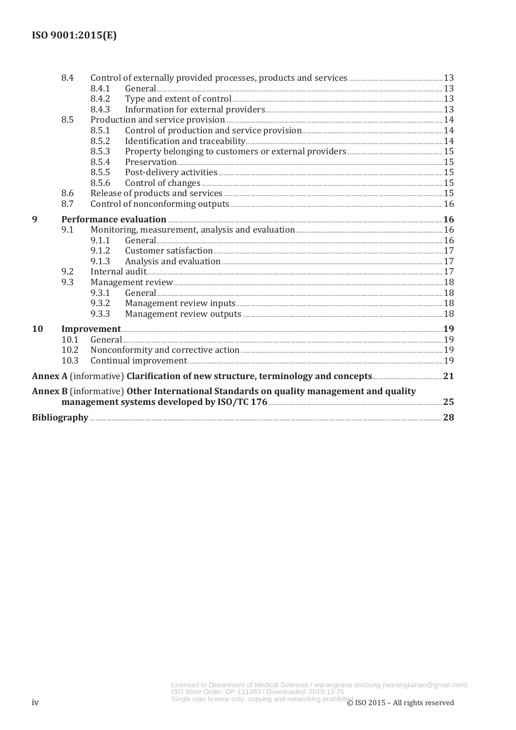8.4 Control of externally provided processes, products and services ..... 13
 8.4.1 General ..... 13
 8.4.2 Type and extent of control ..... 13
 8.4.3 Information for external providers ..... 13
8.5 Production and service provision ..... 14
 8.5.1 Control of production and service provision ..... 14
 8.5.2 Identification and traceability ..... 14
 8.5.3 Property belonging to customers or external providers ..... 15
 8.5.4 Preservation ..... 15
 8.5.5 Post-delivery activities ..... 15
 8.5.6 Control of changes ..... 15
8.6 Release of products and services ..... 15
8.7 Control of nonconforming outputs ..... 16

**9 Performance evaluation ..... 16**

9.1 Monitoring, measurement, analysis and evaluation ..... 16
 9.1.1 General ..... 16
 9.1.2 Customer satisfaction ..... 17
 9.1.3 Analysis and evaluation ..... 17
9.2 Internal audit ..... 17
9.3 Management review ..... 18
 9.3.1 General ..... 18
 9.3.2 Management review inputs ..... 18
 9.3.3 Management review outputs ..... 18

**10 Improvement ..... 19**

10.1 General ..... 19
10.2 Nonconformity and corrective action ..... 19
10.3 Continual improvement ..... 19

**Annex A** (informative) **Clarification of new structure, terminology and concepts ..... 21**

**Annex B** (informative) **Other International Standards on quality management and quality management systems developed by ISO/TC 176 ..... 25**

**Bibliography ..... 28**

Licensed to Department of Medical Sciences / warangkana oncoung (warangkanao@gmail.com)
ISO Store Order: OP-111383 / Downloaded: 2015-12-25
Single user licence only, copying and networking prohibited.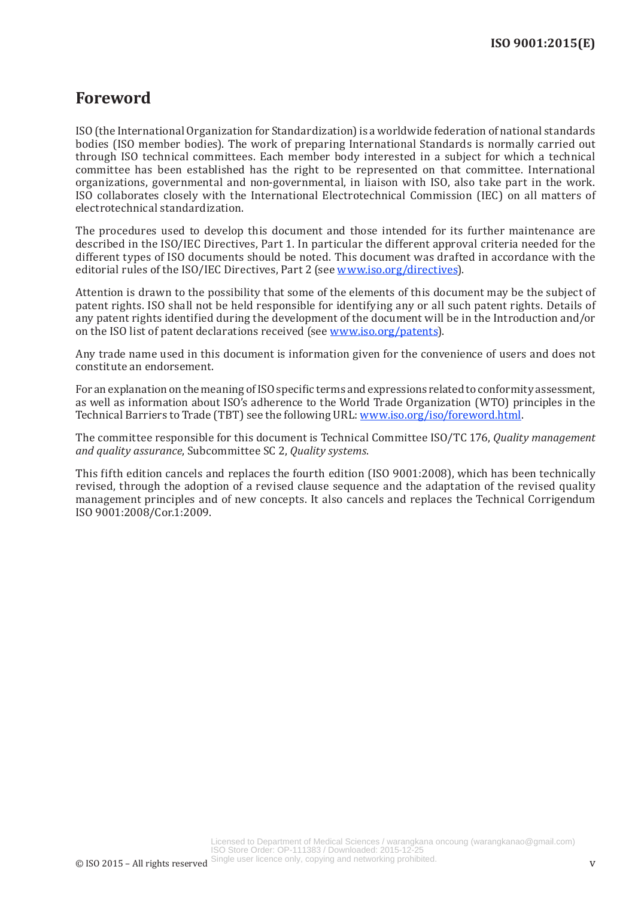# Foreword

ISO (the International Organization for Standardization) is a worldwide federation of national standards bodies (ISO member bodies). The work of preparing International Standards is normally carried out through ISO technical committees. Each member body interested in a subject for which a technical committee has been established has the right to be represented on that committee. International organizations, governmental and non-governmental, in liaison with ISO, also take part in the work. ISO collaborates closely with the International Electrotechnical Commission (IEC) on all matters of electrotechnical standardization.

The procedures used to develop this document and those intended for its further maintenance are described in the ISO/IEC Directives, Part 1. In particular the different approval criteria needed for the different types of ISO documents should be noted. This document was drafted in accordance with the editorial rules of the ISO/IEC Directives, Part 2 (see www.iso.org/directives).

Attention is drawn to the possibility that some of the elements of this document may be the subject of patent rights. ISO shall not be held responsible for identifying any or all such patent rights. Details of any patent rights identified during the development of the document will be in the Introduction and/or on the ISO list of patent declarations received (see www.iso.org/patents).

Any trade name used in this document is information given for the convenience of users and does not constitute an endorsement.

For an explanation on the meaning of ISO specific terms and expressions related to conformity assessment, as well as information about ISO's adherence to the World Trade Organization (WTO) principles in the Technical Barriers to Trade (TBT) see the following URL: www.iso.org/iso/foreword.html.

The committee responsible for this document is Technical Committee ISO/TC 176, *Quality management and quality assurance*, Subcommittee SC 2, *Quality systems*.

This fifth edition cancels and replaces the fourth edition (ISO 9001:2008), which has been technically revised, through the adoption of a revised clause sequence and the adaptation of the revised quality management principles and of new concepts. It also cancels and replaces the Technical Corrigendum ISO 9001:2008/Cor.1:2009.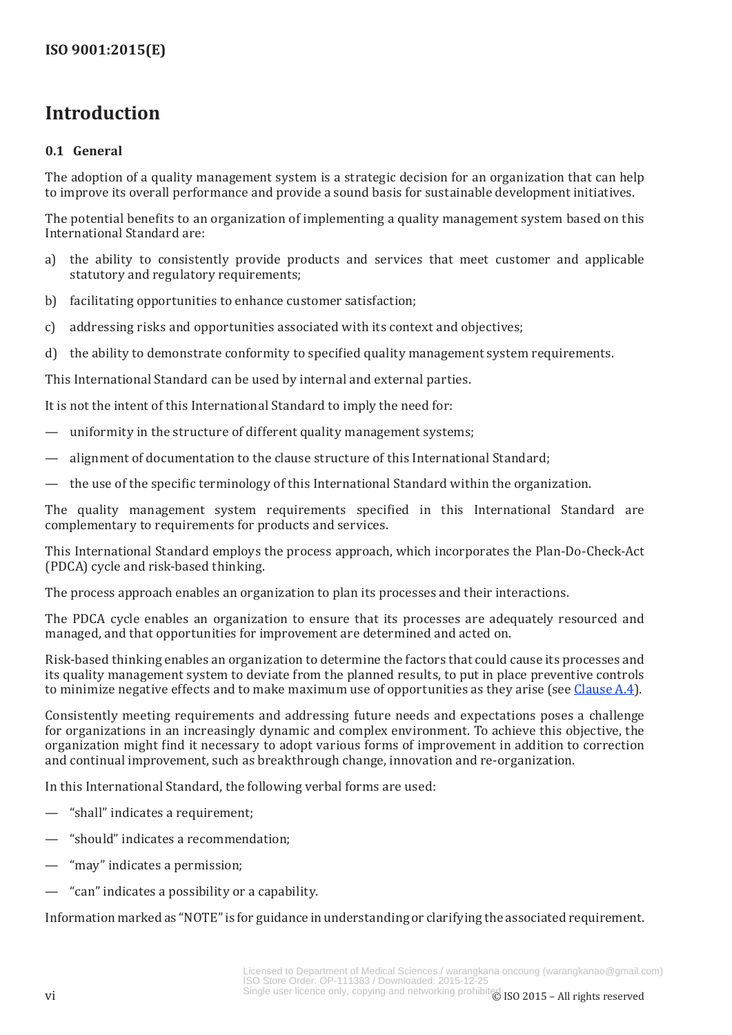# Introduction

## 0.1 General

The adoption of a quality management system is a strategic decision for an organization that can help to improve its overall performance and provide a sound basis for sustainable development initiatives.

The potential benefits to an organization of implementing a quality management system based on this International Standard are:

a) the ability to consistently provide products and services that meet customer and applicable statutory and regulatory requirements;

b) facilitating opportunities to enhance customer satisfaction;

c) addressing risks and opportunities associated with its context and objectives;

d) the ability to demonstrate conformity to specified quality management system requirements.

This International Standard can be used by internal and external parties.

It is not the intent of this International Standard to imply the need for:

— uniformity in the structure of different quality management systems;

— alignment of documentation to the clause structure of this International Standard;

— the use of the specific terminology of this International Standard within the organization.

The quality management system requirements specified in this International Standard are complementary to requirements for products and services.

This International Standard employs the process approach, which incorporates the Plan-Do-Check-Act (PDCA) cycle and risk-based thinking.

The process approach enables an organization to plan its processes and their interactions.

The PDCA cycle enables an organization to ensure that its processes are adequately resourced and managed, and that opportunities for improvement are determined and acted on.

Risk-based thinking enables an organization to determine the factors that could cause its processes and its quality management system to deviate from the planned results, to put in place preventive controls to minimize negative effects and to make maximum use of opportunities as they arise (see Clause A.4).

Consistently meeting requirements and addressing future needs and expectations poses a challenge for organizations in an increasingly dynamic and complex environment. To achieve this objective, the organization might find it necessary to adopt various forms of improvement in addition to correction and continual improvement, such as breakthrough change, innovation and re-organization.

In this International Standard, the following verbal forms are used:

— “shall” indicates a requirement;

— “should” indicates a recommendation;

— “may” indicates a permission;

— “can” indicates a possibility or a capability.

Information marked as “NOTE” is for guidance in understanding or clarifying the associated requirement.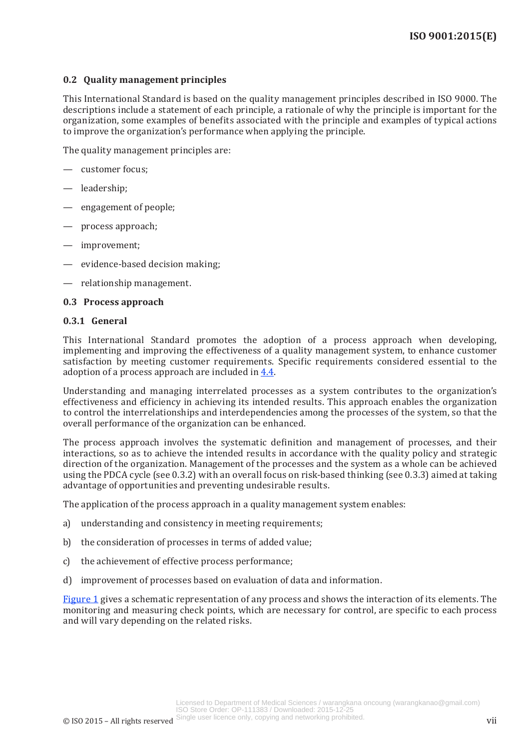### 0.2 Quality management principles

This International Standard is based on the quality management principles described in ISO 9000. The descriptions include a statement of each principle, a rationale of why the principle is important for the organization, some examples of benefits associated with the principle and examples of typical actions to improve the organization's performance when applying the principle.

The quality management principles are:

— customer focus;

— leadership;

— engagement of people;

— process approach;

— improvement;

— evidence-based decision making;

— relationship management.

### 0.3 Process approach

#### 0.3.1 General

This International Standard promotes the adoption of a process approach when developing, implementing and improving the effectiveness of a quality management system, to enhance customer satisfaction by meeting customer requirements. Specific requirements considered essential to the adoption of a process approach are included in 4.4.

Understanding and managing interrelated processes as a system contributes to the organization's effectiveness and efficiency in achieving its intended results. This approach enables the organization to control the interrelationships and interdependencies among the processes of the system, so that the overall performance of the organization can be enhanced.

The process approach involves the systematic definition and management of processes, and their interactions, so as to achieve the intended results in accordance with the quality policy and strategic direction of the organization. Management of the processes and the system as a whole can be achieved using the PDCA cycle (see 0.3.2) with an overall focus on risk-based thinking (see 0.3.3) aimed at taking advantage of opportunities and preventing undesirable results.

The application of the process approach in a quality management system enables:

a) understanding and consistency in meeting requirements;

b) the consideration of processes in terms of added value;

c) the achievement of effective process performance;

d) improvement of processes based on evaluation of data and information.

Figure 1 gives a schematic representation of any process and shows the interaction of its elements. The monitoring and measuring check points, which are necessary for control, are specific to each process and will vary depending on the related risks.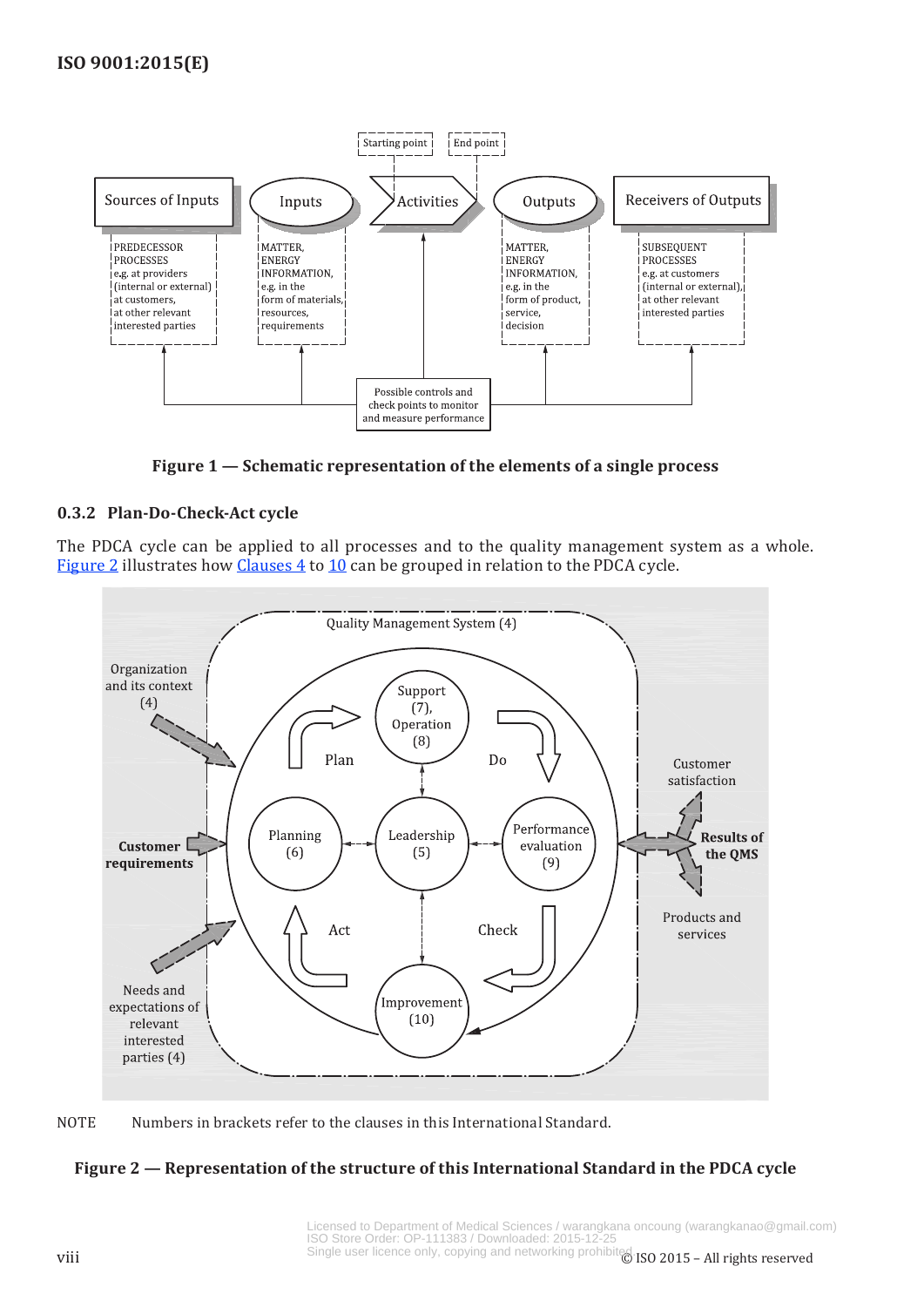Figure 1 — Schematic representation of the elements of a single process

### 0.3.2 Plan-Do-Check-Act cycle

The PDCA cycle can be applied to all processes and to the quality management system as a whole. Figure 2 illustrates how Clauses 4 to 10 can be grouped in relation to the PDCA cycle.

NOTE Numbers in brackets refer to the clauses in this International Standard.

Figure 2 — Representation of the structure of this International Standard in the PDCA cycle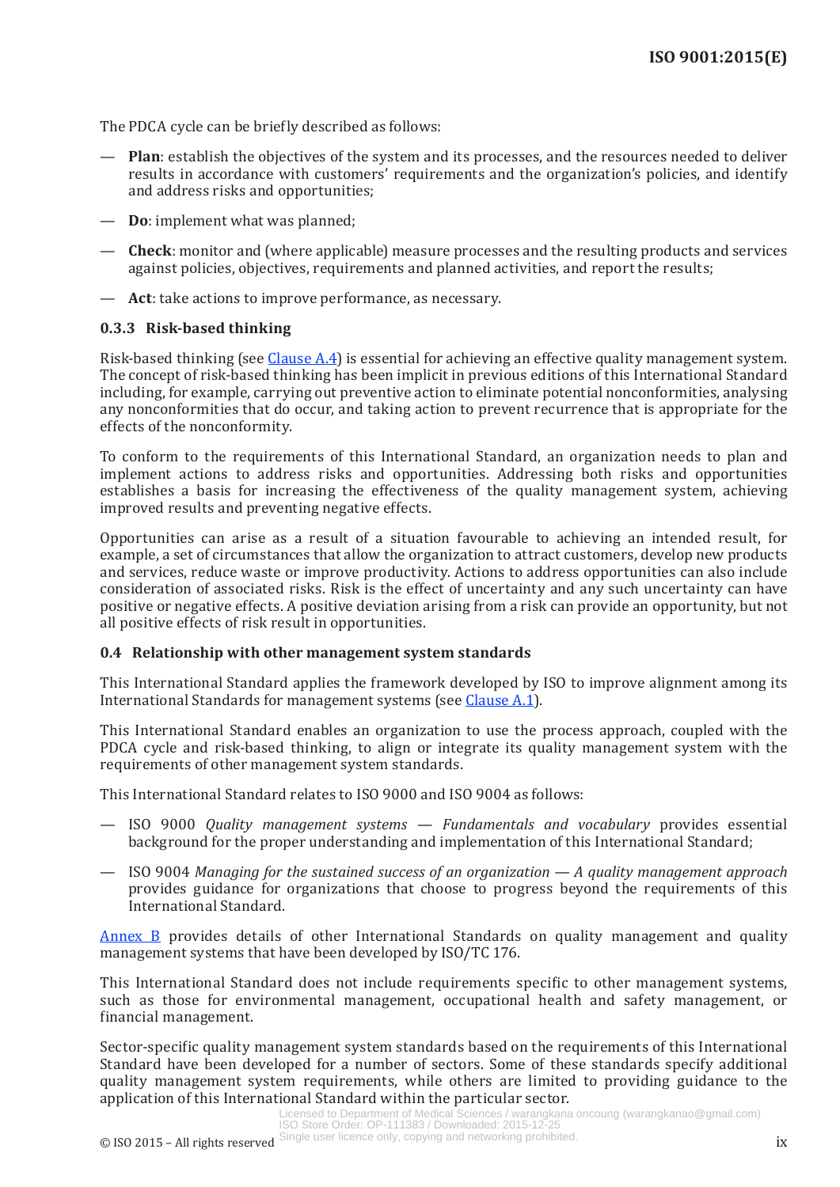The PDCA cycle can be briefly described as follows:

— **Plan**: establish the objectives of the system and its processes, and the resources needed to deliver results in accordance with customers' requirements and the organization's policies, and identify and address risks and opportunities;

— **Do**: implement what was planned;

— **Check**: monitor and (where applicable) measure processes and the resulting products and services against policies, objectives, requirements and planned activities, and report the results;

— **Act**: take actions to improve performance, as necessary.

### 0.3.3 Risk-based thinking

Risk-based thinking (see Clause A.4) is essential for achieving an effective quality management system. The concept of risk-based thinking has been implicit in previous editions of this International Standard including, for example, carrying out preventive action to eliminate potential nonconformities, analysing any nonconformities that do occur, and taking action to prevent recurrence that is appropriate for the effects of the nonconformity.

To conform to the requirements of this International Standard, an organization needs to plan and implement actions to address risks and opportunities. Addressing both risks and opportunities establishes a basis for increasing the effectiveness of the quality management system, achieving improved results and preventing negative effects.

Opportunities can arise as a result of a situation favourable to achieving an intended result, for example, a set of circumstances that allow the organization to attract customers, develop new products and services, reduce waste or improve productivity. Actions to address opportunities can also include consideration of associated risks. Risk is the effect of uncertainty and any such uncertainty can have positive or negative effects. A positive deviation arising from a risk can provide an opportunity, but not all positive effects of risk result in opportunities.

## 0.4 Relationship with other management system standards

This International Standard applies the framework developed by ISO to improve alignment among its International Standards for management systems (see Clause A.1).

This International Standard enables an organization to use the process approach, coupled with the PDCA cycle and risk-based thinking, to align or integrate its quality management system with the requirements of other management system standards.

This International Standard relates to ISO 9000 and ISO 9004 as follows:

— ISO 9000 *Quality management systems — Fundamentals and vocabulary* provides essential background for the proper understanding and implementation of this International Standard;

— ISO 9004 *Managing for the sustained success of an organization — A quality management approach* provides guidance for organizations that choose to progress beyond the requirements of this International Standard.

Annex B provides details of other International Standards on quality management and quality management systems that have been developed by ISO/TC 176.

This International Standard does not include requirements specific to other management systems, such as those for environmental management, occupational health and safety management, or financial management.

Sector-specific quality management system standards based on the requirements of this International Standard have been developed for a number of sectors. Some of these standards specify additional quality management system requirements, while others are limited to providing guidance to the application of this International Standard within the particular sector.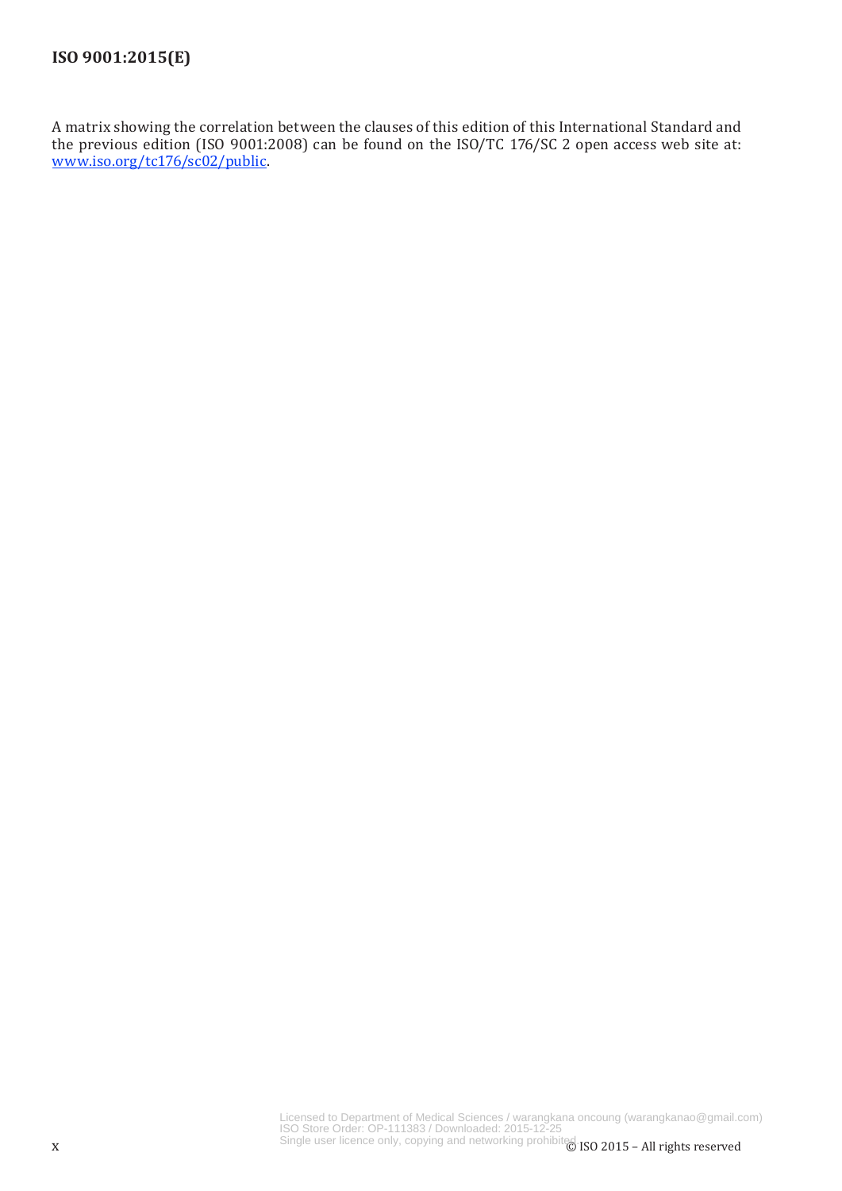A matrix showing the correlation between the clauses of this edition of this International Standard and the previous edition (ISO 9001:2008) can be found on the ISO/TC 176/SC 2 open access web site at: www.iso.org/tc176/sc02/public.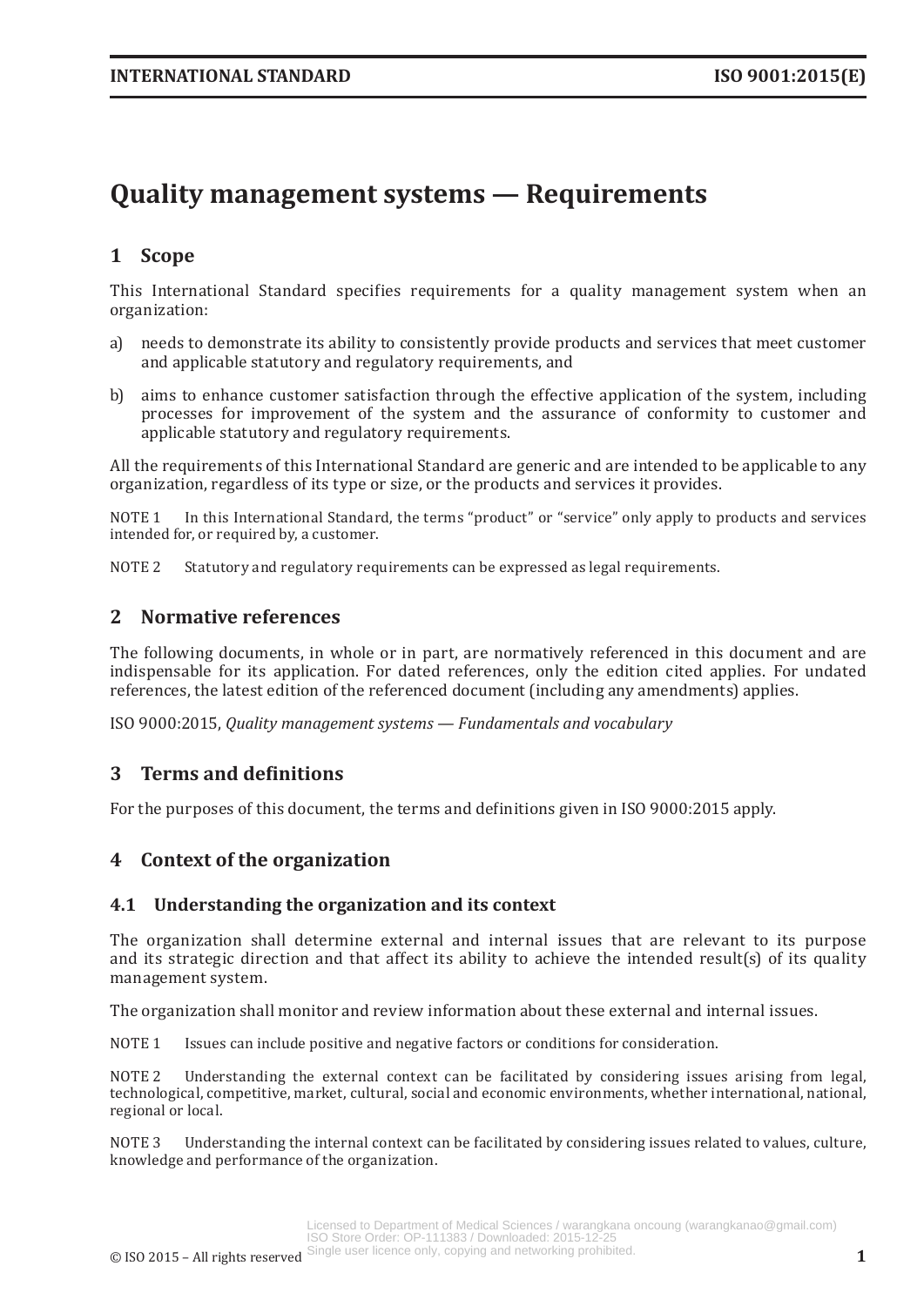# Quality management systems — Requirements

## 1 Scope

This International Standard specifies requirements for a quality management system when an organization:

a) needs to demonstrate its ability to consistently provide products and services that meet customer and applicable statutory and regulatory requirements, and

b) aims to enhance customer satisfaction through the effective application of the system, including processes for improvement of the system and the assurance of conformity to customer and applicable statutory and regulatory requirements.

All the requirements of this International Standard are generic and are intended to be applicable to any organization, regardless of its type or size, or the products and services it provides.

NOTE 1 In this International Standard, the terms "product" or "service" only apply to products and services intended for, or required by, a customer.

NOTE 2 Statutory and regulatory requirements can be expressed as legal requirements.

## 2 Normative references

The following documents, in whole or in part, are normatively referenced in this document and are indispensable for its application. For dated references, only the edition cited applies. For undated references, the latest edition of the referenced document (including any amendments) applies.

ISO 9000:2015, *Quality management systems — Fundamentals and vocabulary*

## 3 Terms and definitions

For the purposes of this document, the terms and definitions given in ISO 9000:2015 apply.

## 4 Context of the organization

### 4.1 Understanding the organization and its context

The organization shall determine external and internal issues that are relevant to its purpose and its strategic direction and that affect its ability to achieve the intended result(s) of its quality management system.

The organization shall monitor and review information about these external and internal issues.

NOTE 1 Issues can include positive and negative factors or conditions for consideration.

NOTE 2 Understanding the external context can be facilitated by considering issues arising from legal, technological, competitive, market, cultural, social and economic environments, whether international, national, regional or local.

NOTE 3 Understanding the internal context can be facilitated by considering issues related to values, culture, knowledge and performance of the organization.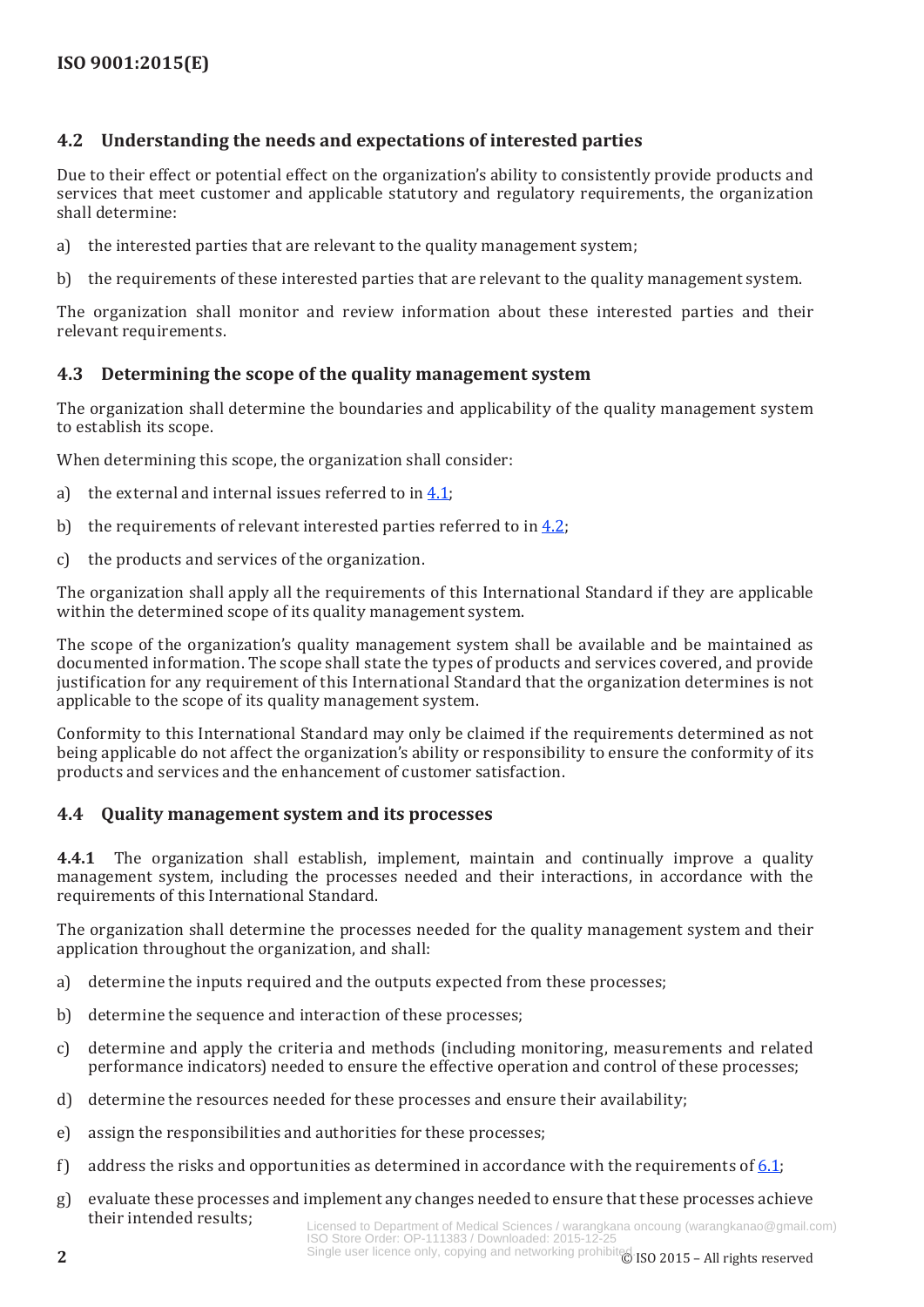## 4.2 Understanding the needs and expectations of interested parties

Due to their effect or potential effect on the organization's ability to consistently provide products and services that meet customer and applicable statutory and regulatory requirements, the organization shall determine:

a) the interested parties that are relevant to the quality management system;

b) the requirements of these interested parties that are relevant to the quality management system.

The organization shall monitor and review information about these interested parties and their relevant requirements.

## 4.3 Determining the scope of the quality management system

The organization shall determine the boundaries and applicability of the quality management system to establish its scope.

When determining this scope, the organization shall consider:

a) the external and internal issues referred to in 4.1;

b) the requirements of relevant interested parties referred to in 4.2;

c) the products and services of the organization.

The organization shall apply all the requirements of this International Standard if they are applicable within the determined scope of its quality management system.

The scope of the organization's quality management system shall be available and be maintained as documented information. The scope shall state the types of products and services covered, and provide justification for any requirement of this International Standard that the organization determines is not applicable to the scope of its quality management system.

Conformity to this International Standard may only be claimed if the requirements determined as not being applicable do not affect the organization's ability or responsibility to ensure the conformity of its products and services and the enhancement of customer satisfaction.

## 4.4 Quality management system and its processes

**4.4.1** The organization shall establish, implement, maintain and continually improve a quality management system, including the processes needed and their interactions, in accordance with the requirements of this International Standard.

The organization shall determine the processes needed for the quality management system and their application throughout the organization, and shall:

a) determine the inputs required and the outputs expected from these processes;

b) determine the sequence and interaction of these processes;

c) determine and apply the criteria and methods (including monitoring, measurements and related performance indicators) needed to ensure the effective operation and control of these processes;

d) determine the resources needed for these processes and ensure their availability;

e) assign the responsibilities and authorities for these processes;

f) address the risks and opportunities as determined in accordance with the requirements of 6.1;

g) evaluate these processes and implement any changes needed to ensure that these processes achieve their intended results;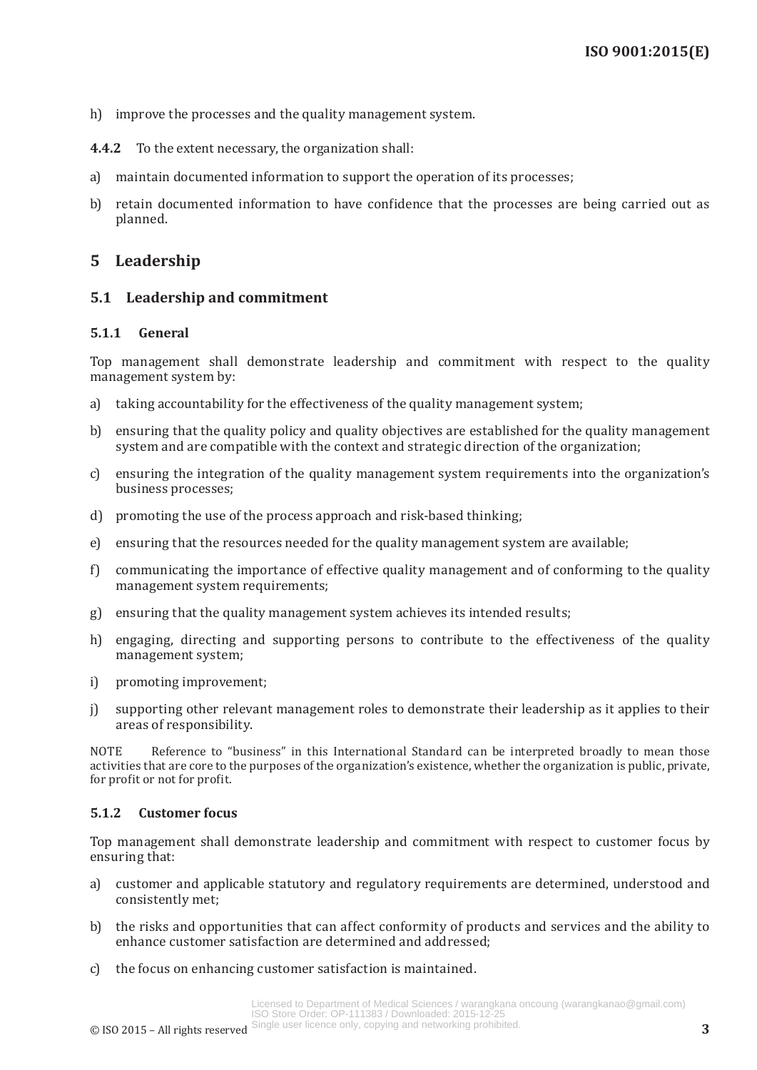h) improve the processes and the quality management system.

**4.4.2** To the extent necessary, the organization shall:

a) maintain documented information to support the operation of its processes;

b) retain documented information to have confidence that the processes are being carried out as planned.

# 5 Leadership

## 5.1 Leadership and commitment

### 5.1.1 General

Top management shall demonstrate leadership and commitment with respect to the quality management system by:

a) taking accountability for the effectiveness of the quality management system;

b) ensuring that the quality policy and quality objectives are established for the quality management system and are compatible with the context and strategic direction of the organization;

c) ensuring the integration of the quality management system requirements into the organization's business processes;

d) promoting the use of the process approach and risk-based thinking;

e) ensuring that the resources needed for the quality management system are available;

f) communicating the importance of effective quality management and of conforming to the quality management system requirements;

g) ensuring that the quality management system achieves its intended results;

h) engaging, directing and supporting persons to contribute to the effectiveness of the quality management system;

i) promoting improvement;

j) supporting other relevant management roles to demonstrate their leadership as it applies to their areas of responsibility.

NOTE Reference to "business" in this International Standard can be interpreted broadly to mean those activities that are core to the purposes of the organization's existence, whether the organization is public, private, for profit or not for profit.

### 5.1.2 Customer focus

Top management shall demonstrate leadership and commitment with respect to customer focus by ensuring that:

a) customer and applicable statutory and regulatory requirements are determined, understood and consistently met;

b) the risks and opportunities that can affect conformity of products and services and the ability to enhance customer satisfaction are determined and addressed;

c) the focus on enhancing customer satisfaction is maintained.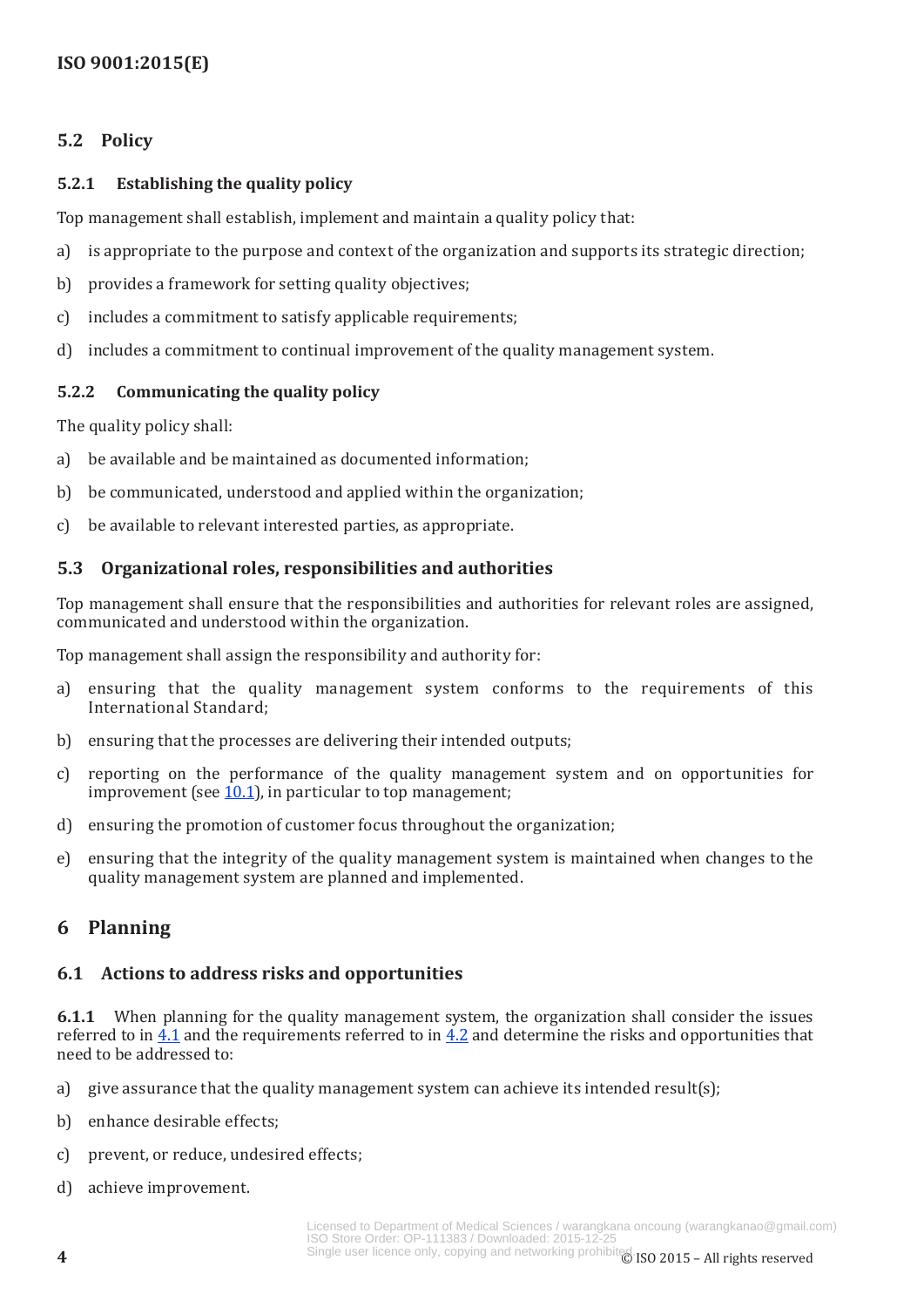### 5.2 Policy

#### 5.2.1 Establishing the quality policy

Top management shall establish, implement and maintain a quality policy that:

a) is appropriate to the purpose and context of the organization and supports its strategic direction;

b) provides a framework for setting quality objectives;

c) includes a commitment to satisfy applicable requirements;

d) includes a commitment to continual improvement of the quality management system.

#### 5.2.2 Communicating the quality policy

The quality policy shall:

a) be available and be maintained as documented information;

b) be communicated, understood and applied within the organization;

c) be available to relevant interested parties, as appropriate.

### 5.3 Organizational roles, responsibilities and authorities

Top management shall ensure that the responsibilities and authorities for relevant roles are assigned, communicated and understood within the organization.

Top management shall assign the responsibility and authority for:

a) ensuring that the quality management system conforms to the requirements of this International Standard;

b) ensuring that the processes are delivering their intended outputs;

c) reporting on the performance of the quality management system and on opportunities for improvement (see 10.1), in particular to top management;

d) ensuring the promotion of customer focus throughout the organization;

e) ensuring that the integrity of the quality management system is maintained when changes to the quality management system are planned and implemented.

## 6 Planning

### 6.1 Actions to address risks and opportunities

**6.1.1** When planning for the quality management system, the organization shall consider the issues referred to in 4.1 and the requirements referred to in 4.2 and determine the risks and opportunities that need to be addressed to:

a) give assurance that the quality management system can achieve its intended result(s);

b) enhance desirable effects;

c) prevent, or reduce, undesired effects;

d) achieve improvement.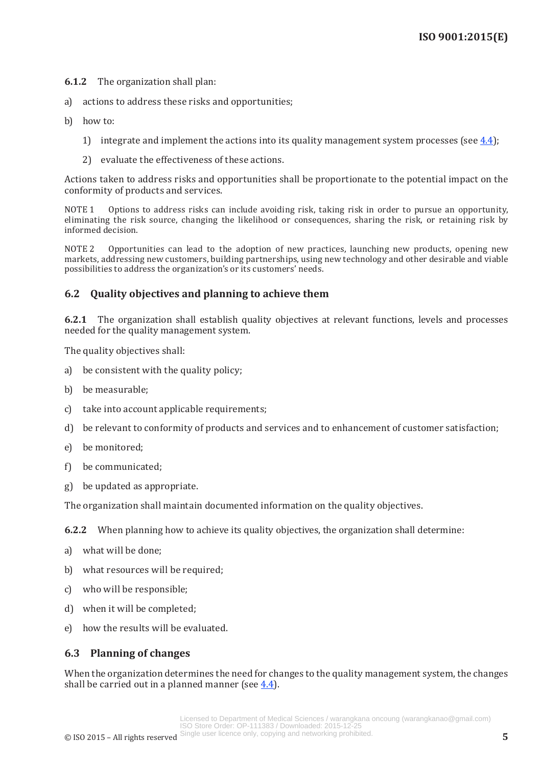**6.1.2** The organization shall plan:

a) actions to address these risks and opportunities;

b) how to:

  1) integrate and implement the actions into its quality management system processes (see 4.4);

  2) evaluate the effectiveness of these actions.

Actions taken to address risks and opportunities shall be proportionate to the potential impact on the conformity of products and services.

NOTE 1 Options to address risks can include avoiding risk, taking risk in order to pursue an opportunity, eliminating the risk source, changing the likelihood or consequences, sharing the risk, or retaining risk by informed decision.

NOTE 2 Opportunities can lead to the adoption of new practices, launching new products, opening new markets, addressing new customers, building partnerships, using new technology and other desirable and viable possibilities to address the organization's or its customers' needs.

## 6.2 Quality objectives and planning to achieve them

**6.2.1** The organization shall establish quality objectives at relevant functions, levels and processes needed for the quality management system.

The quality objectives shall:

a) be consistent with the quality policy;

b) be measurable;

c) take into account applicable requirements;

d) be relevant to conformity of products and services and to enhancement of customer satisfaction;

e) be monitored;

f) be communicated;

g) be updated as appropriate.

The organization shall maintain documented information on the quality objectives.

**6.2.2** When planning how to achieve its quality objectives, the organization shall determine:

a) what will be done;

b) what resources will be required;

c) who will be responsible;

d) when it will be completed;

e) how the results will be evaluated.

## 6.3 Planning of changes

When the organization determines the need for changes to the quality management system, the changes shall be carried out in a planned manner (see 4.4).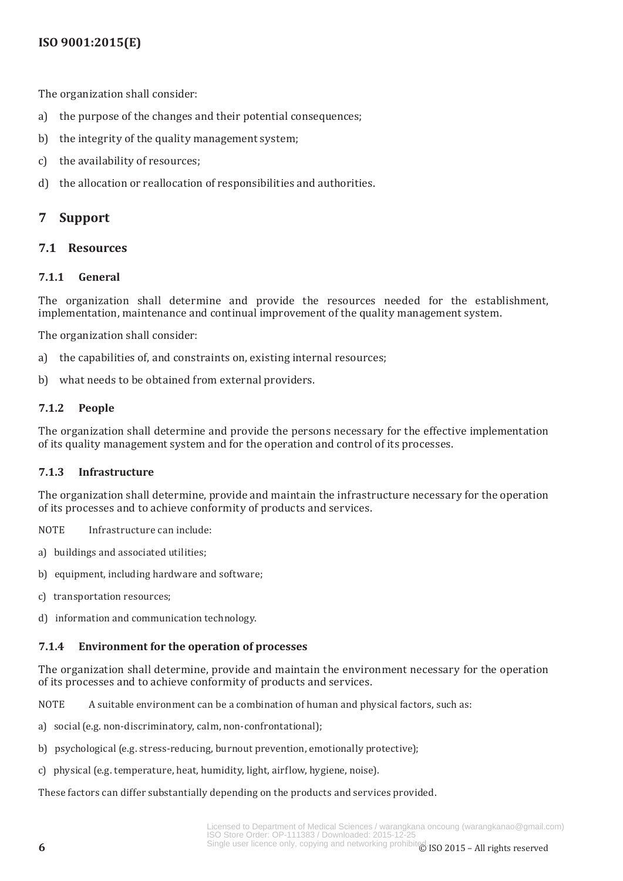The organization shall consider:

a) the purpose of the changes and their potential consequences;

b) the integrity of the quality management system;

c) the availability of resources;

d) the allocation or reallocation of responsibilities and authorities.

## 7 Support

### 7.1 Resources

#### 7.1.1 General

The organization shall determine and provide the resources needed for the establishment, implementation, maintenance and continual improvement of the quality management system.

The organization shall consider:

a) the capabilities of, and constraints on, existing internal resources;

b) what needs to be obtained from external providers.

#### 7.1.2 People

The organization shall determine and provide the persons necessary for the effective implementation of its quality management system and for the operation and control of its processes.

#### 7.1.3 Infrastructure

The organization shall determine, provide and maintain the infrastructure necessary for the operation of its processes and to achieve conformity of products and services.

NOTE Infrastructure can include:

a) buildings and associated utilities;

b) equipment, including hardware and software;

c) transportation resources;

d) information and communication technology.

#### 7.1.4 Environment for the operation of processes

The organization shall determine, provide and maintain the environment necessary for the operation of its processes and to achieve conformity of products and services.

NOTE A suitable environment can be a combination of human and physical factors, such as:

a) social (e.g. non-discriminatory, calm, non-confrontational);

b) psychological (e.g. stress-reducing, burnout prevention, emotionally protective);

c) physical (e.g. temperature, heat, humidity, light, airflow, hygiene, noise).

These factors can differ substantially depending on the products and services provided.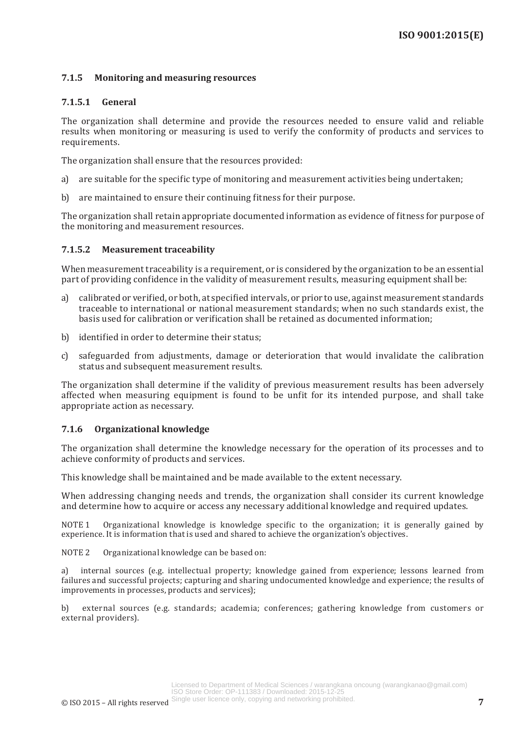### 7.1.5 Monitoring and measuring resources

#### 7.1.5.1 General

The organization shall determine and provide the resources needed to ensure valid and reliable results when monitoring or measuring is used to verify the conformity of products and services to requirements.

The organization shall ensure that the resources provided:

a) are suitable for the specific type of monitoring and measurement activities being undertaken;

b) are maintained to ensure their continuing fitness for their purpose.

The organization shall retain appropriate documented information as evidence of fitness for purpose of the monitoring and measurement resources.

#### 7.1.5.2 Measurement traceability

When measurement traceability is a requirement, or is considered by the organization to be an essential part of providing confidence in the validity of measurement results, measuring equipment shall be:

a) calibrated or verified, or both, at specified intervals, or prior to use, against measurement standards traceable to international or national measurement standards; when no such standards exist, the basis used for calibration or verification shall be retained as documented information;

b) identified in order to determine their status;

c) safeguarded from adjustments, damage or deterioration that would invalidate the calibration status and subsequent measurement results.

The organization shall determine if the validity of previous measurement results has been adversely affected when measuring equipment is found to be unfit for its intended purpose, and shall take appropriate action as necessary.

### 7.1.6 Organizational knowledge

The organization shall determine the knowledge necessary for the operation of its processes and to achieve conformity of products and services.

This knowledge shall be maintained and be made available to the extent necessary.

When addressing changing needs and trends, the organization shall consider its current knowledge and determine how to acquire or access any necessary additional knowledge and required updates.

NOTE 1 Organizational knowledge is knowledge specific to the organization; it is generally gained by experience. It is information that is used and shared to achieve the organization's objectives.

NOTE 2 Organizational knowledge can be based on:

a) internal sources (e.g. intellectual property; knowledge gained from experience; lessons learned from failures and successful projects; capturing and sharing undocumented knowledge and experience; the results of improvements in processes, products and services);

b) external sources (e.g. standards; academia; conferences; gathering knowledge from customers or external providers).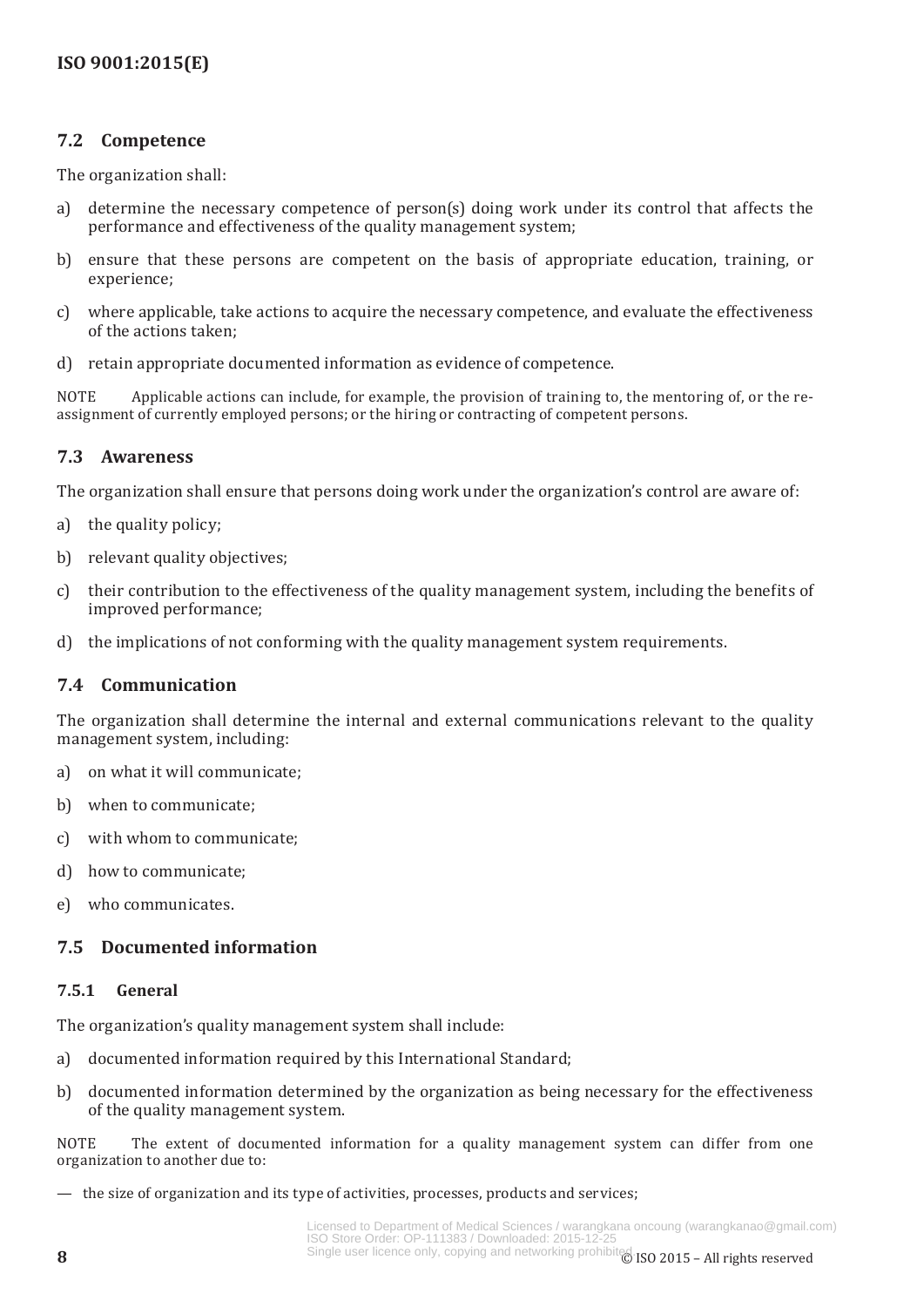## 7.2 Competence

The organization shall:

a) determine the necessary competence of person(s) doing work under its control that affects the performance and effectiveness of the quality management system;

b) ensure that these persons are competent on the basis of appropriate education, training, or experience;

c) where applicable, take actions to acquire the necessary competence, and evaluate the effectiveness of the actions taken;

d) retain appropriate documented information as evidence of competence.

NOTE Applicable actions can include, for example, the provision of training to, the mentoring of, or the re-assignment of currently employed persons; or the hiring or contracting of competent persons.

## 7.3 Awareness

The organization shall ensure that persons doing work under the organization's control are aware of:

a) the quality policy;

b) relevant quality objectives;

c) their contribution to the effectiveness of the quality management system, including the benefits of improved performance;

d) the implications of not conforming with the quality management system requirements.

## 7.4 Communication

The organization shall determine the internal and external communications relevant to the quality management system, including:

a) on what it will communicate;

b) when to communicate;

c) with whom to communicate;

d) how to communicate;

e) who communicates.

## 7.5 Documented information

### 7.5.1 General

The organization's quality management system shall include:

a) documented information required by this International Standard;

b) documented information determined by the organization as being necessary for the effectiveness of the quality management system.

NOTE The extent of documented information for a quality management system can differ from one organization to another due to:

— the size of organization and its type of activities, processes, products and services;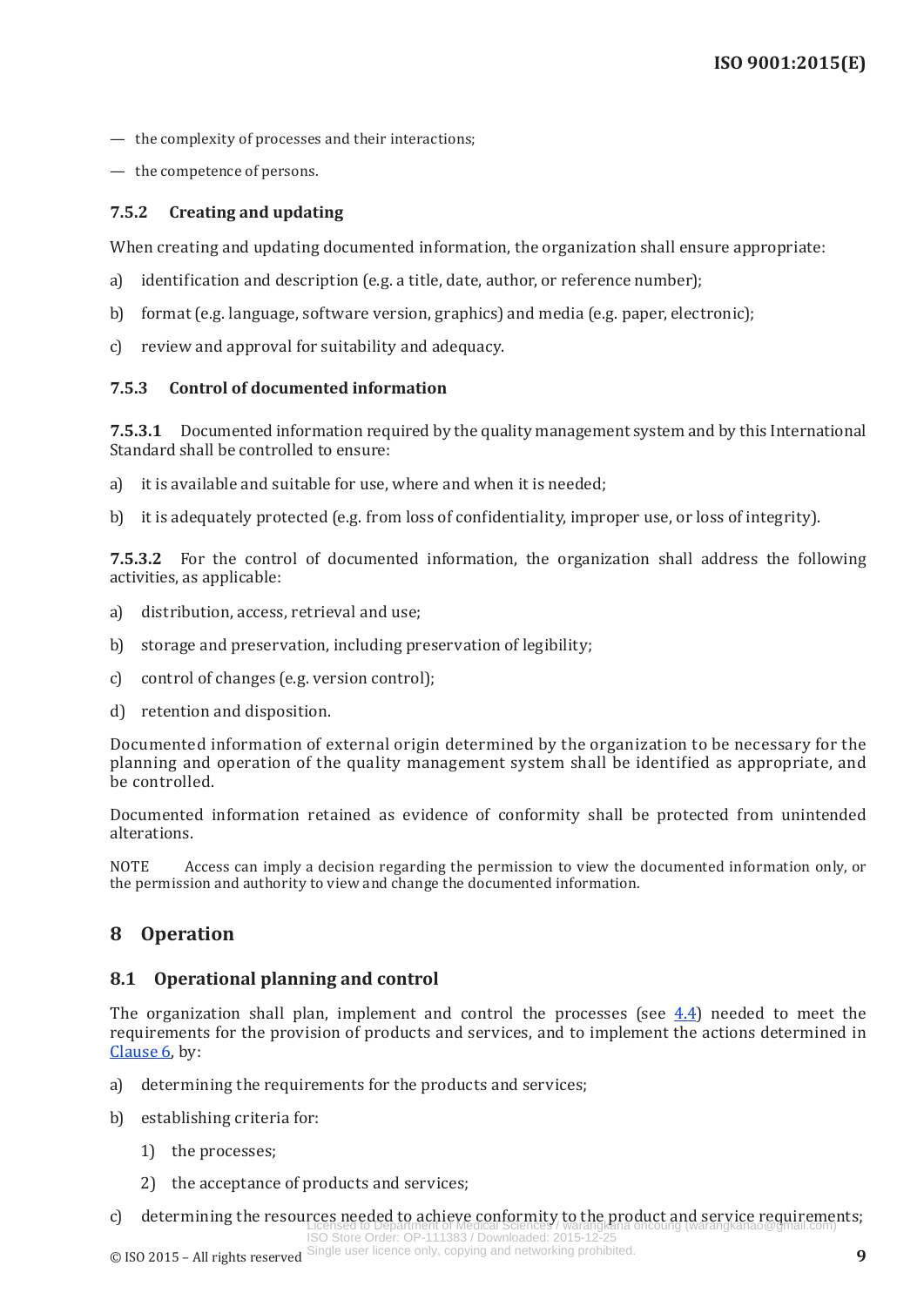— the complexity of processes and their interactions;

— the competence of persons.

### 7.5.2 Creating and updating

When creating and updating documented information, the organization shall ensure appropriate:

a) identification and description (e.g. a title, date, author, or reference number);

b) format (e.g. language, software version, graphics) and media (e.g. paper, electronic);

c) review and approval for suitability and adequacy.

### 7.5.3 Control of documented information

**7.5.3.1** Documented information required by the quality management system and by this International Standard shall be controlled to ensure:

a) it is available and suitable for use, where and when it is needed;

b) it is adequately protected (e.g. from loss of confidentiality, improper use, or loss of integrity).

**7.5.3.2** For the control of documented information, the organization shall address the following activities, as applicable:

a) distribution, access, retrieval and use;

b) storage and preservation, including preservation of legibility;

c) control of changes (e.g. version control);

d) retention and disposition.

Documented information of external origin determined by the organization to be necessary for the planning and operation of the quality management system shall be identified as appropriate, and be controlled.

Documented information retained as evidence of conformity shall be protected from unintended alterations.

NOTE Access can imply a decision regarding the permission to view the documented information only, or the permission and authority to view and change the documented information.

# 8 Operation

## 8.1 Operational planning and control

The organization shall plan, implement and control the processes (see 4.4) needed to meet the requirements for the provision of products and services, and to implement the actions determined in Clause 6, by:

a) determining the requirements for the products and services;

b) establishing criteria for:

  1) the processes;

  2) the acceptance of products and services;

c) determining the resources needed to achieve conformity to the product and service requirements;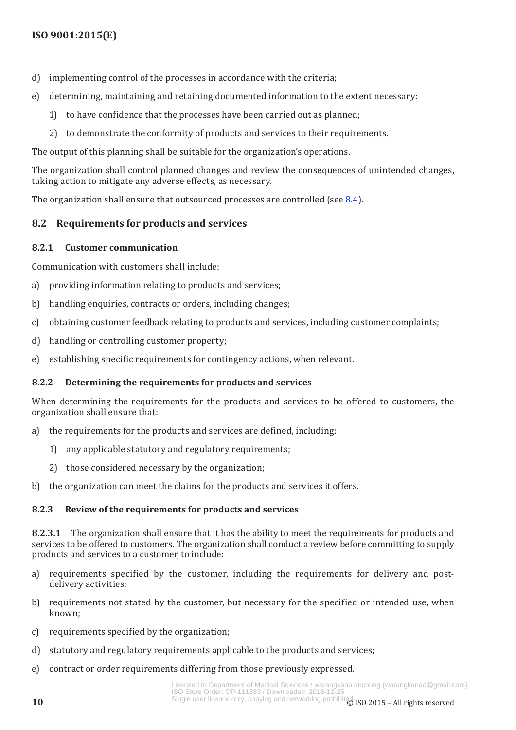d) implementing control of the processes in accordance with the criteria;

e) determining, maintaining and retaining documented information to the extent necessary:

   1) to have confidence that the processes have been carried out as planned;

   2) to demonstrate the conformity of products and services to their requirements.

The output of this planning shall be suitable for the organization's operations.

The organization shall control planned changes and review the consequences of unintended changes, taking action to mitigate any adverse effects, as necessary.

The organization shall ensure that outsourced processes are controlled (see 8.4).

## 8.2 Requirements for products and services

### 8.2.1 Customer communication

Communication with customers shall include:

a) providing information relating to products and services;

b) handling enquiries, contracts or orders, including changes;

c) obtaining customer feedback relating to products and services, including customer complaints;

d) handling or controlling customer property;

e) establishing specific requirements for contingency actions, when relevant.

### 8.2.2 Determining the requirements for products and services

When determining the requirements for the products and services to be offered to customers, the organization shall ensure that:

a) the requirements for the products and services are defined, including:

   1) any applicable statutory and regulatory requirements;

   2) those considered necessary by the organization;

b) the organization can meet the claims for the products and services it offers.

### 8.2.3 Review of the requirements for products and services

**8.2.3.1** The organization shall ensure that it has the ability to meet the requirements for products and services to be offered to customers. The organization shall conduct a review before committing to supply products and services to a customer, to include:

a) requirements specified by the customer, including the requirements for delivery and post-delivery activities;

b) requirements not stated by the customer, but necessary for the specified or intended use, when known;

c) requirements specified by the organization;

d) statutory and regulatory requirements applicable to the products and services;

e) contract or order requirements differing from those previously expressed.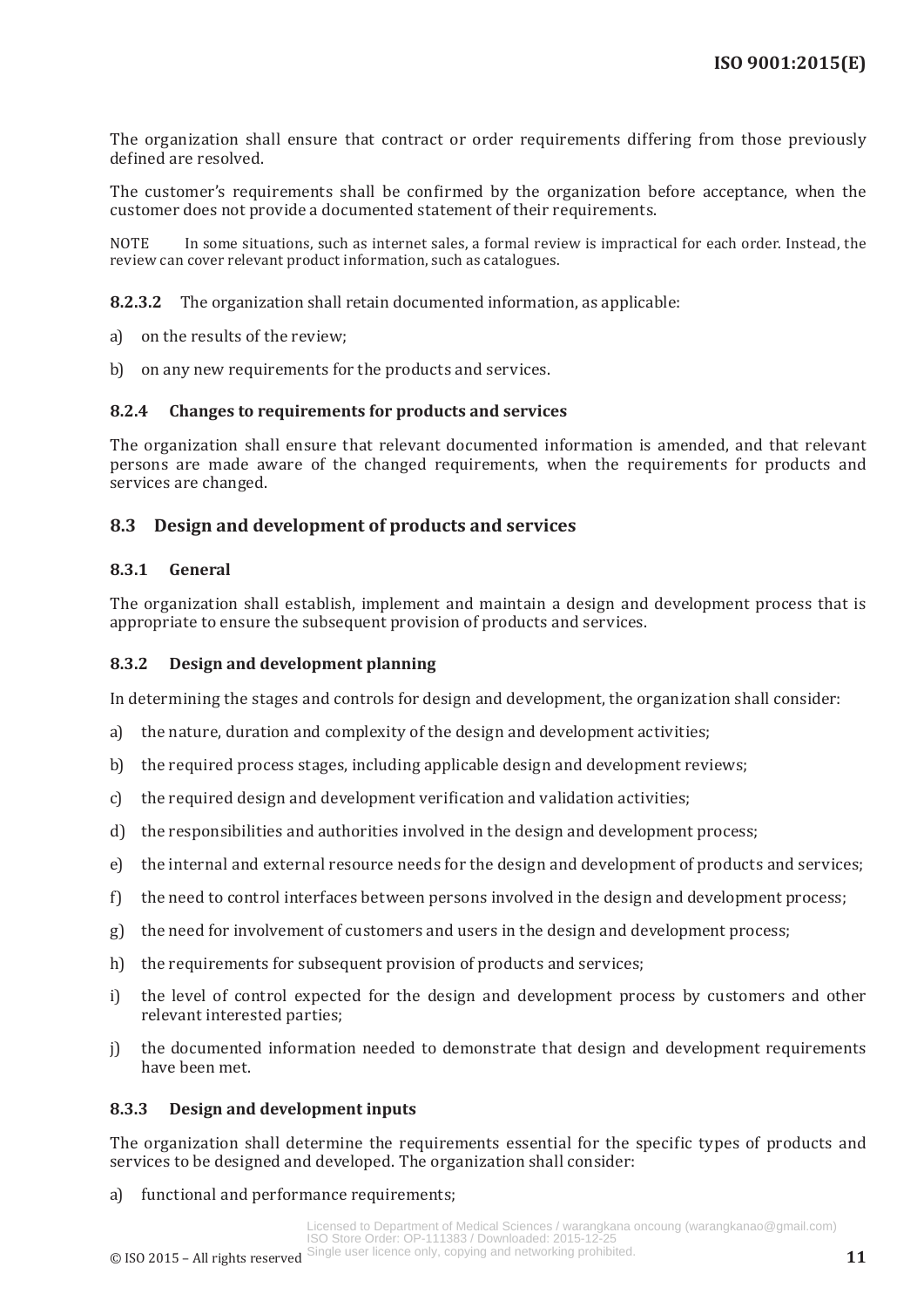The organization shall ensure that contract or order requirements differing from those previously defined are resolved.

The customer's requirements shall be confirmed by the organization before acceptance, when the customer does not provide a documented statement of their requirements.

NOTE In some situations, such as internet sales, a formal review is impractical for each order. Instead, the review can cover relevant product information, such as catalogues.

**8.2.3.2** The organization shall retain documented information, as applicable:

a) on the results of the review;

b) on any new requirements for the products and services.

### 8.2.4 Changes to requirements for products and services

The organization shall ensure that relevant documented information is amended, and that relevant persons are made aware of the changed requirements, when the requirements for products and services are changed.

## 8.3 Design and development of products and services

### 8.3.1 General

The organization shall establish, implement and maintain a design and development process that is appropriate to ensure the subsequent provision of products and services.

### 8.3.2 Design and development planning

In determining the stages and controls for design and development, the organization shall consider:

a) the nature, duration and complexity of the design and development activities;

b) the required process stages, including applicable design and development reviews;

c) the required design and development verification and validation activities;

d) the responsibilities and authorities involved in the design and development process;

e) the internal and external resource needs for the design and development of products and services;

f) the need to control interfaces between persons involved in the design and development process;

g) the need for involvement of customers and users in the design and development process;

h) the requirements for subsequent provision of products and services;

i) the level of control expected for the design and development process by customers and other relevant interested parties;

j) the documented information needed to demonstrate that design and development requirements have been met.

### 8.3.3 Design and development inputs

The organization shall determine the requirements essential for the specific types of products and services to be designed and developed. The organization shall consider:

a) functional and performance requirements;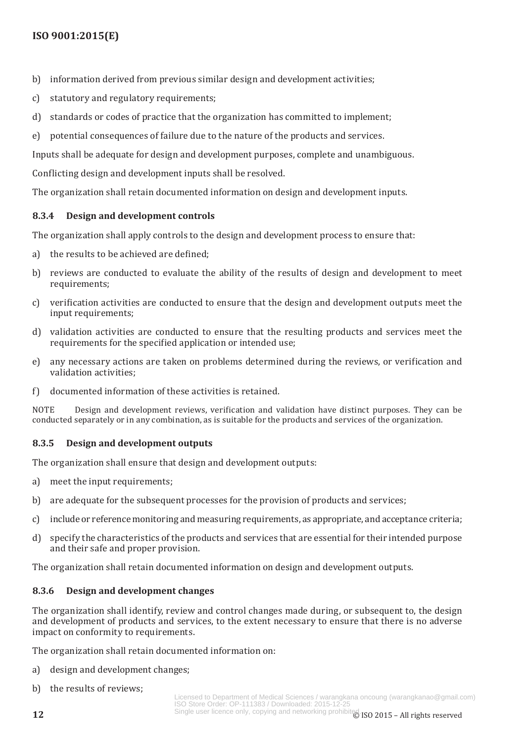b) information derived from previous similar design and development activities;

c) statutory and regulatory requirements;

d) standards or codes of practice that the organization has committed to implement;

e) potential consequences of failure due to the nature of the products and services.

Inputs shall be adequate for design and development purposes, complete and unambiguous.

Conflicting design and development inputs shall be resolved.

The organization shall retain documented information on design and development inputs.

#### 8.3.4 Design and development controls

The organization shall apply controls to the design and development process to ensure that:

a) the results to be achieved are defined;

b) reviews are conducted to evaluate the ability of the results of design and development to meet requirements;

c) verification activities are conducted to ensure that the design and development outputs meet the input requirements;

d) validation activities are conducted to ensure that the resulting products and services meet the requirements for the specified application or intended use;

e) any necessary actions are taken on problems determined during the reviews, or verification and validation activities;

f) documented information of these activities is retained.

NOTE Design and development reviews, verification and validation have distinct purposes. They can be conducted separately or in any combination, as is suitable for the products and services of the organization.

#### 8.3.5 Design and development outputs

The organization shall ensure that design and development outputs:

a) meet the input requirements;

b) are adequate for the subsequent processes for the provision of products and services;

c) include or reference monitoring and measuring requirements, as appropriate, and acceptance criteria;

d) specify the characteristics of the products and services that are essential for their intended purpose and their safe and proper provision.

The organization shall retain documented information on design and development outputs.

#### 8.3.6 Design and development changes

The organization shall identify, review and control changes made during, or subsequent to, the design and development of products and services, to the extent necessary to ensure that there is no adverse impact on conformity to requirements.

The organization shall retain documented information on:

a) design and development changes;

b) the results of reviews;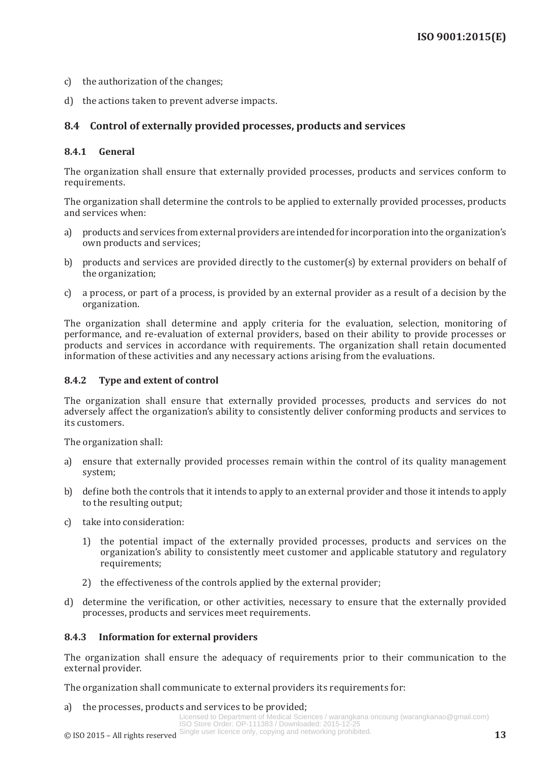c) the authorization of the changes;

d) the actions taken to prevent adverse impacts.

## 8.4 Control of externally provided processes, products and services

### 8.4.1 General

The organization shall ensure that externally provided processes, products and services conform to requirements.

The organization shall determine the controls to be applied to externally provided processes, products and services when:

a) products and services from external providers are intended for incorporation into the organization's own products and services;

b) products and services are provided directly to the customer(s) by external providers on behalf of the organization;

c) a process, or part of a process, is provided by an external provider as a result of a decision by the organization.

The organization shall determine and apply criteria for the evaluation, selection, monitoring of performance, and re-evaluation of external providers, based on their ability to provide processes or products and services in accordance with requirements. The organization shall retain documented information of these activities and any necessary actions arising from the evaluations.

### 8.4.2 Type and extent of control

The organization shall ensure that externally provided processes, products and services do not adversely affect the organization's ability to consistently deliver conforming products and services to its customers.

The organization shall:

a) ensure that externally provided processes remain within the control of its quality management system;

b) define both the controls that it intends to apply to an external provider and those it intends to apply to the resulting output;

c) take into consideration:

   1) the potential impact of the externally provided processes, products and services on the organization's ability to consistently meet customer and applicable statutory and regulatory requirements;

   2) the effectiveness of the controls applied by the external provider;

d) determine the verification, or other activities, necessary to ensure that the externally provided processes, products and services meet requirements.

### 8.4.3 Information for external providers

The organization shall ensure the adequacy of requirements prior to their communication to the external provider.

The organization shall communicate to external providers its requirements for:

a) the processes, products and services to be provided;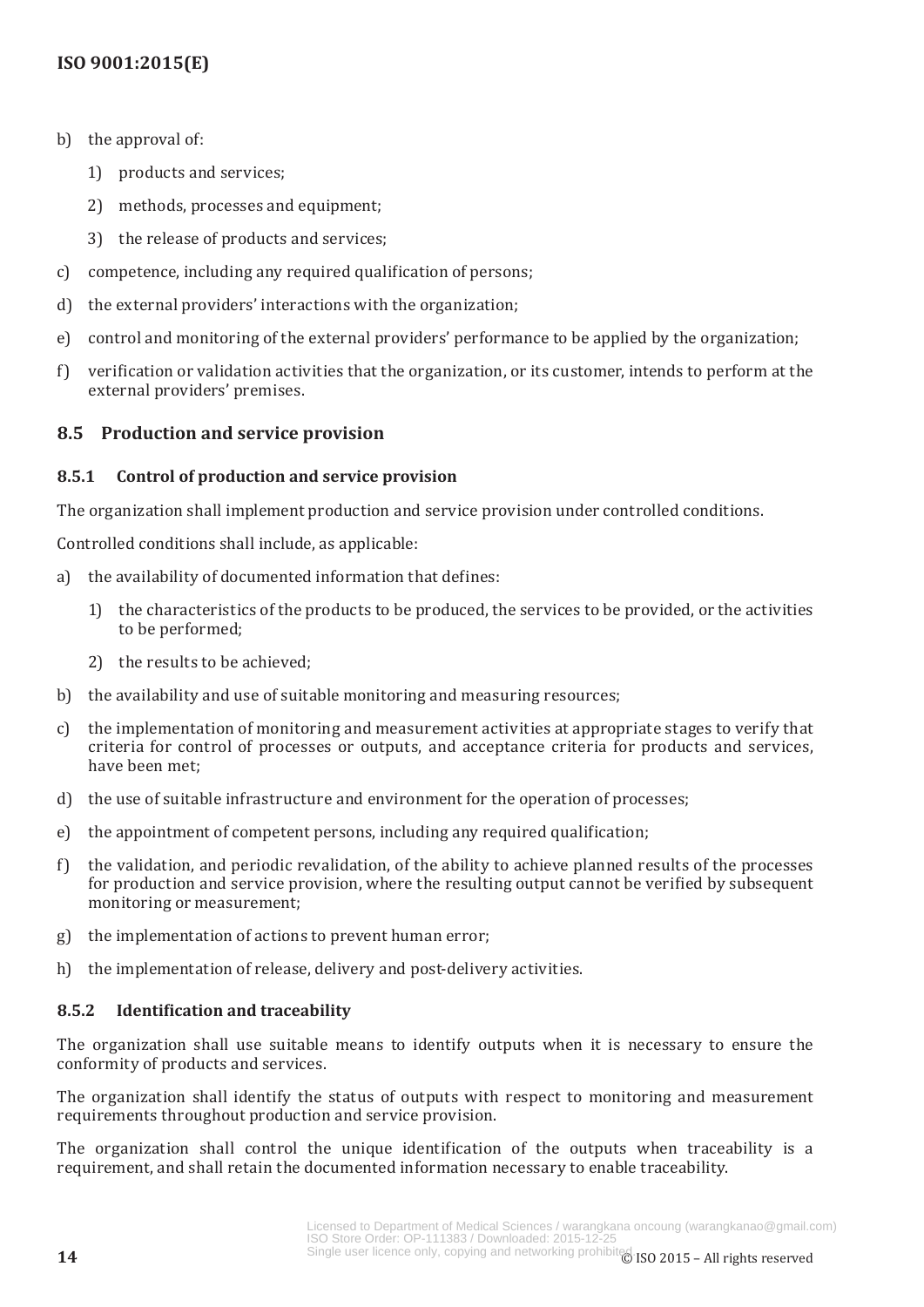b) the approval of:

   1) products and services;

   2) methods, processes and equipment;

   3) the release of products and services;

c) competence, including any required qualification of persons;

d) the external providers' interactions with the organization;

e) control and monitoring of the external providers' performance to be applied by the organization;

f) verification or validation activities that the organization, or its customer, intends to perform at the external providers' premises.

## 8.5 Production and service provision

### 8.5.1 Control of production and service provision

The organization shall implement production and service provision under controlled conditions.

Controlled conditions shall include, as applicable:

a) the availability of documented information that defines:

   1) the characteristics of the products to be produced, the services to be provided, or the activities to be performed;

   2) the results to be achieved;

b) the availability and use of suitable monitoring and measuring resources;

c) the implementation of monitoring and measurement activities at appropriate stages to verify that criteria for control of processes or outputs, and acceptance criteria for products and services, have been met;

d) the use of suitable infrastructure and environment for the operation of processes;

e) the appointment of competent persons, including any required qualification;

f) the validation, and periodic revalidation, of the ability to achieve planned results of the processes for production and service provision, where the resulting output cannot be verified by subsequent monitoring or measurement;

g) the implementation of actions to prevent human error;

h) the implementation of release, delivery and post-delivery activities.

### 8.5.2 Identification and traceability

The organization shall use suitable means to identify outputs when it is necessary to ensure the conformity of products and services.

The organization shall identify the status of outputs with respect to monitoring and measurement requirements throughout production and service provision.

The organization shall control the unique identification of the outputs when traceability is a requirement, and shall retain the documented information necessary to enable traceability.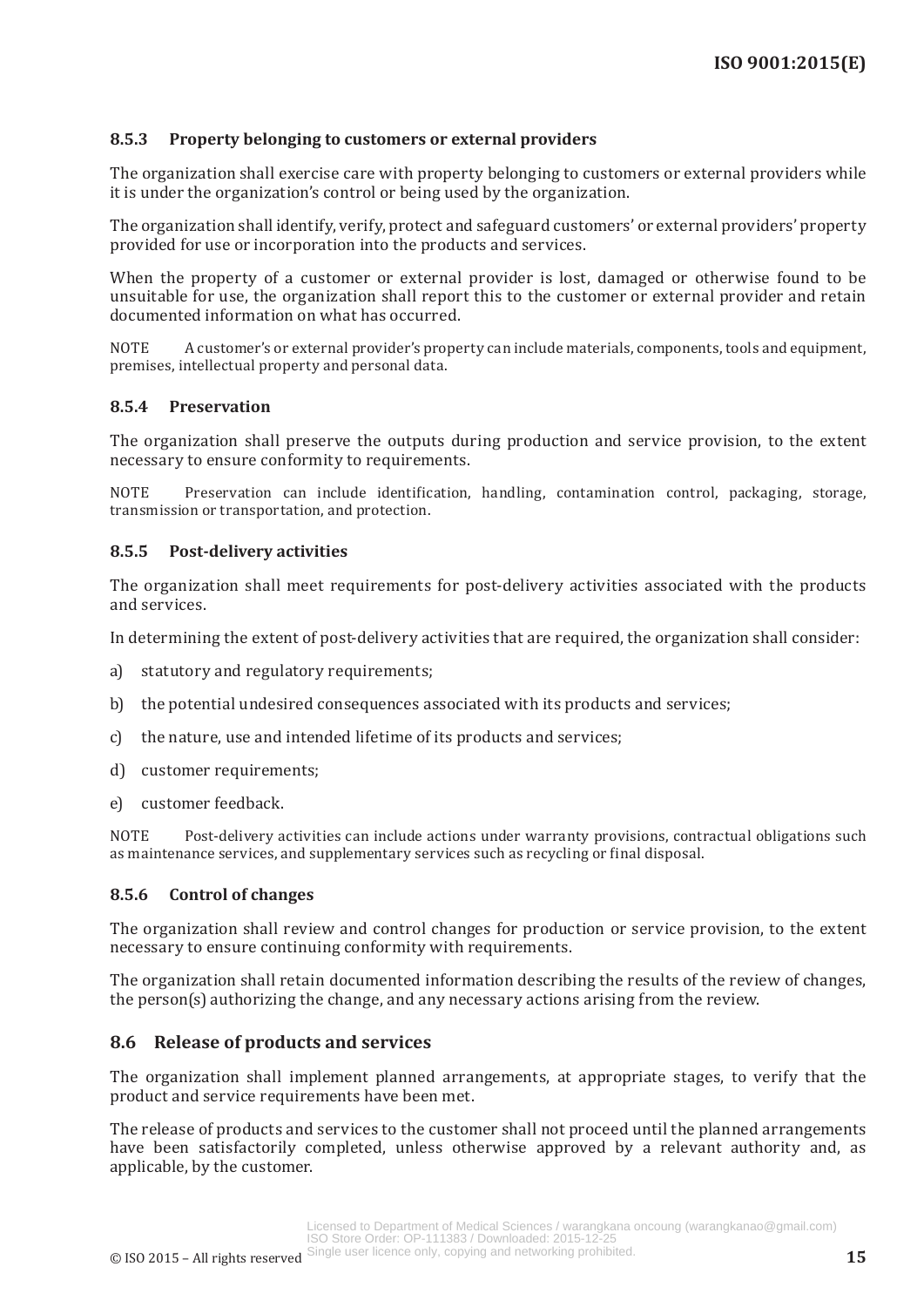### 8.5.3 Property belonging to customers or external providers

The organization shall exercise care with property belonging to customers or external providers while it is under the organization's control or being used by the organization.

The organization shall identify, verify, protect and safeguard customers' or external providers' property provided for use or incorporation into the products and services.

When the property of a customer or external provider is lost, damaged or otherwise found to be unsuitable for use, the organization shall report this to the customer or external provider and retain documented information on what has occurred.

NOTE A customer's or external provider's property can include materials, components, tools and equipment, premises, intellectual property and personal data.

### 8.5.4 Preservation

The organization shall preserve the outputs during production and service provision, to the extent necessary to ensure conformity to requirements.

NOTE Preservation can include identification, handling, contamination control, packaging, storage, transmission or transportation, and protection.

### 8.5.5 Post-delivery activities

The organization shall meet requirements for post-delivery activities associated with the products and services.

In determining the extent of post-delivery activities that are required, the organization shall consider:

a) statutory and regulatory requirements;

b) the potential undesired consequences associated with its products and services;

c) the nature, use and intended lifetime of its products and services;

d) customer requirements;

e) customer feedback.

NOTE Post-delivery activities can include actions under warranty provisions, contractual obligations such as maintenance services, and supplementary services such as recycling or final disposal.

### 8.5.6 Control of changes

The organization shall review and control changes for production or service provision, to the extent necessary to ensure continuing conformity with requirements.

The organization shall retain documented information describing the results of the review of changes, the person(s) authorizing the change, and any necessary actions arising from the review.

## 8.6 Release of products and services

The organization shall implement planned arrangements, at appropriate stages, to verify that the product and service requirements have been met.

The release of products and services to the customer shall not proceed until the planned arrangements have been satisfactorily completed, unless otherwise approved by a relevant authority and, as applicable, by the customer.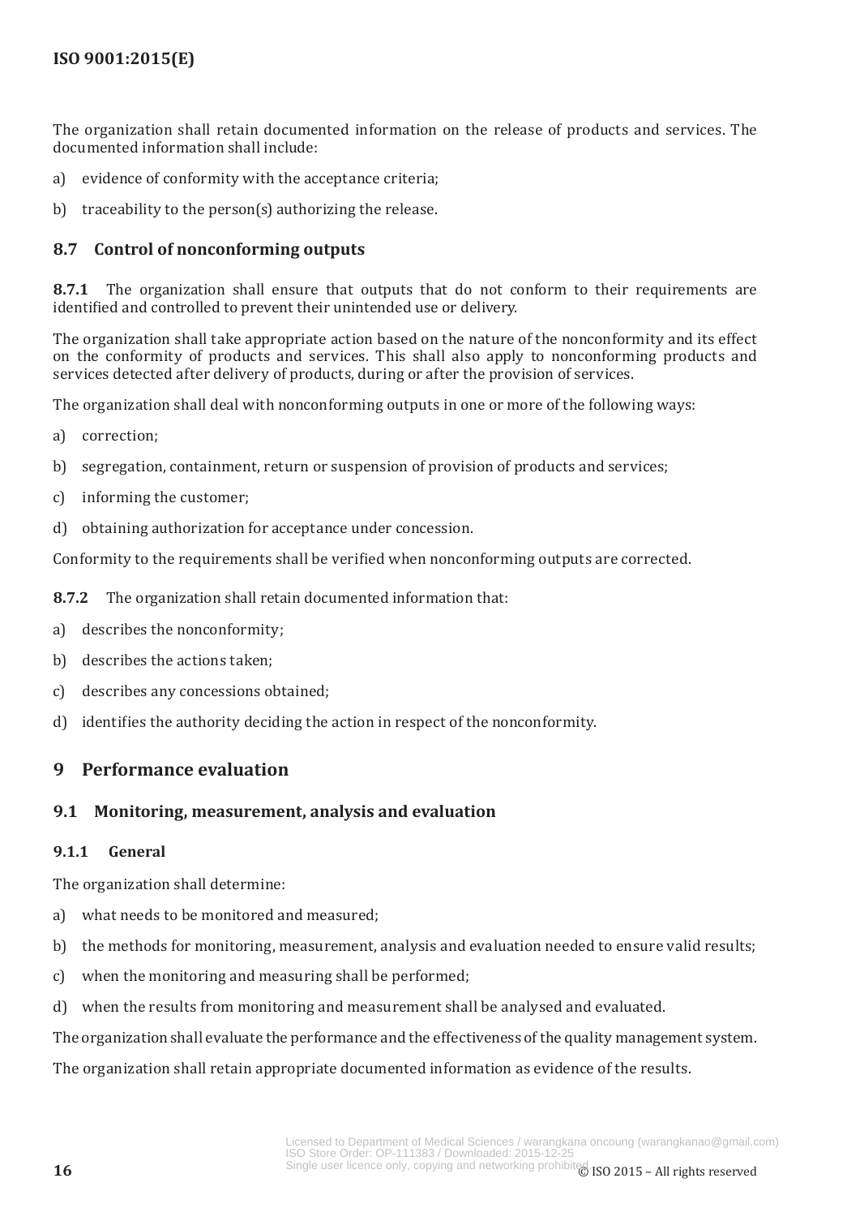The organization shall retain documented information on the release of products and services. The documented information shall include:

a) evidence of conformity with the acceptance criteria;

b) traceability to the person(s) authorizing the release.

### 8.7 Control of nonconforming outputs

**8.7.1** The organization shall ensure that outputs that do not conform to their requirements are identified and controlled to prevent their unintended use or delivery.

The organization shall take appropriate action based on the nature of the nonconformity and its effect on the conformity of products and services. This shall also apply to nonconforming products and services detected after delivery of products, during or after the provision of services.

The organization shall deal with nonconforming outputs in one or more of the following ways:

a) correction;

b) segregation, containment, return or suspension of provision of products and services;

c) informing the customer;

d) obtaining authorization for acceptance under concession.

Conformity to the requirements shall be verified when nonconforming outputs are corrected.

**8.7.2** The organization shall retain documented information that:

a) describes the nonconformity;

b) describes the actions taken;

c) describes any concessions obtained;

d) identifies the authority deciding the action in respect of the nonconformity.

## 9 Performance evaluation

### 9.1 Monitoring, measurement, analysis and evaluation

#### 9.1.1 General

The organization shall determine:

a) what needs to be monitored and measured;

b) the methods for monitoring, measurement, analysis and evaluation needed to ensure valid results;

c) when the monitoring and measuring shall be performed;

d) when the results from monitoring and measurement shall be analysed and evaluated.

The organization shall evaluate the performance and the effectiveness of the quality management system.

The organization shall retain appropriate documented information as evidence of the results.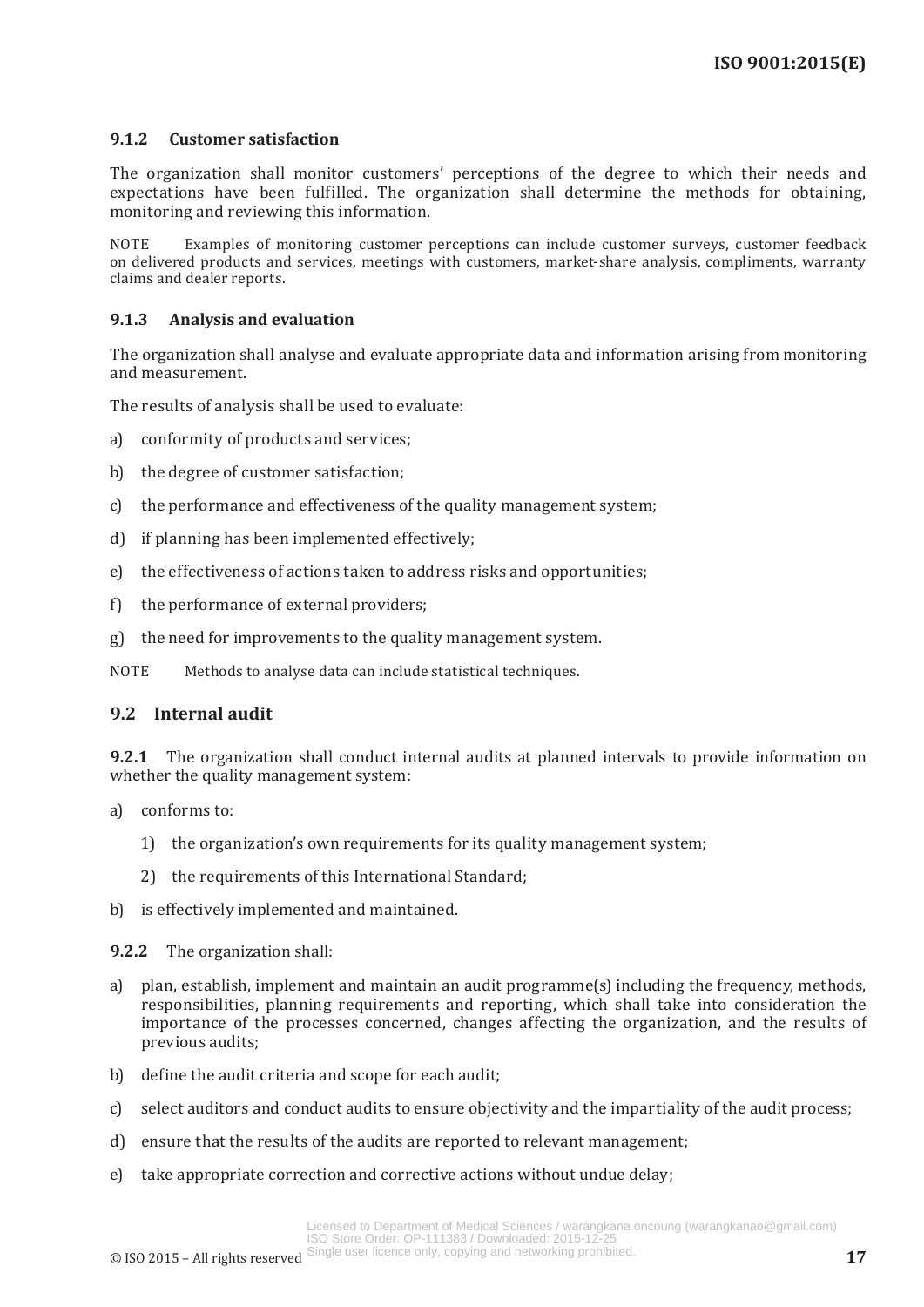### 9.1.2 Customer satisfaction

The organization shall monitor customers' perceptions of the degree to which their needs and expectations have been fulfilled. The organization shall determine the methods for obtaining, monitoring and reviewing this information.

NOTE Examples of monitoring customer perceptions can include customer surveys, customer feedback on delivered products and services, meetings with customers, market-share analysis, compliments, warranty claims and dealer reports.

### 9.1.3 Analysis and evaluation

The organization shall analyse and evaluate appropriate data and information arising from monitoring and measurement.

The results of analysis shall be used to evaluate:

a) conformity of products and services;

b) the degree of customer satisfaction;

c) the performance and effectiveness of the quality management system;

d) if planning has been implemented effectively;

e) the effectiveness of actions taken to address risks and opportunities;

f) the performance of external providers;

g) the need for improvements to the quality management system.

NOTE Methods to analyse data can include statistical techniques.

## 9.2 Internal audit

**9.2.1** The organization shall conduct internal audits at planned intervals to provide information on whether the quality management system:

a) conforms to:

   1) the organization's own requirements for its quality management system;

   2) the requirements of this International Standard;

b) is effectively implemented and maintained.

**9.2.2** The organization shall:

a) plan, establish, implement and maintain an audit programme(s) including the frequency, methods, responsibilities, planning requirements and reporting, which shall take into consideration the importance of the processes concerned, changes affecting the organization, and the results of previous audits;

b) define the audit criteria and scope for each audit;

c) select auditors and conduct audits to ensure objectivity and the impartiality of the audit process;

d) ensure that the results of the audits are reported to relevant management;

e) take appropriate correction and corrective actions without undue delay;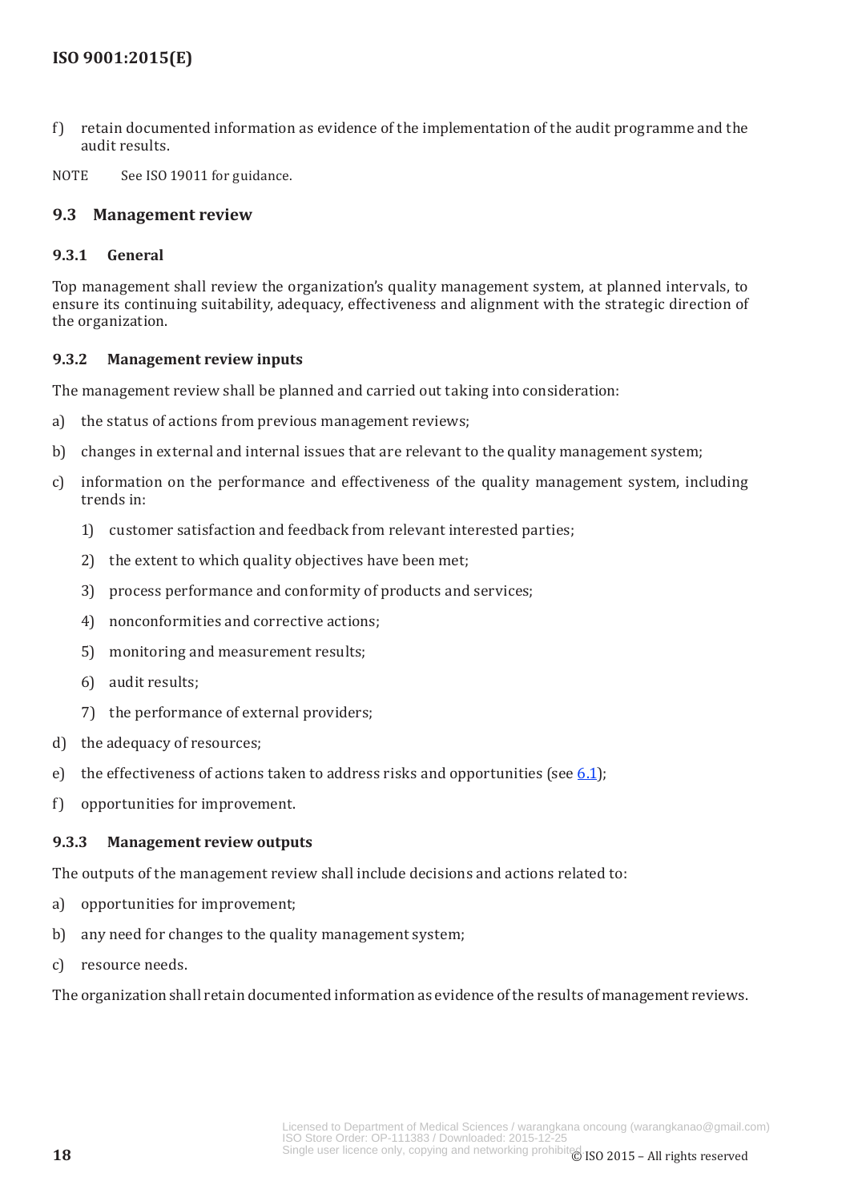f) retain documented information as evidence of the implementation of the audit programme and the audit results.

NOTE See ISO 19011 for guidance.

## 9.3 Management review

### 9.3.1 General

Top management shall review the organization's quality management system, at planned intervals, to ensure its continuing suitability, adequacy, effectiveness and alignment with the strategic direction of the organization.

### 9.3.2 Management review inputs

The management review shall be planned and carried out taking into consideration:

a) the status of actions from previous management reviews;

b) changes in external and internal issues that are relevant to the quality management system;

c) information on the performance and effectiveness of the quality management system, including trends in:

   1) customer satisfaction and feedback from relevant interested parties;

   2) the extent to which quality objectives have been met;

   3) process performance and conformity of products and services;

   4) nonconformities and corrective actions;

   5) monitoring and measurement results;

   6) audit results;

   7) the performance of external providers;

d) the adequacy of resources;

e) the effectiveness of actions taken to address risks and opportunities (see 6.1);

f) opportunities for improvement.

### 9.3.3 Management review outputs

The outputs of the management review shall include decisions and actions related to:

a) opportunities for improvement;

b) any need for changes to the quality management system;

c) resource needs.

The organization shall retain documented information as evidence of the results of management reviews.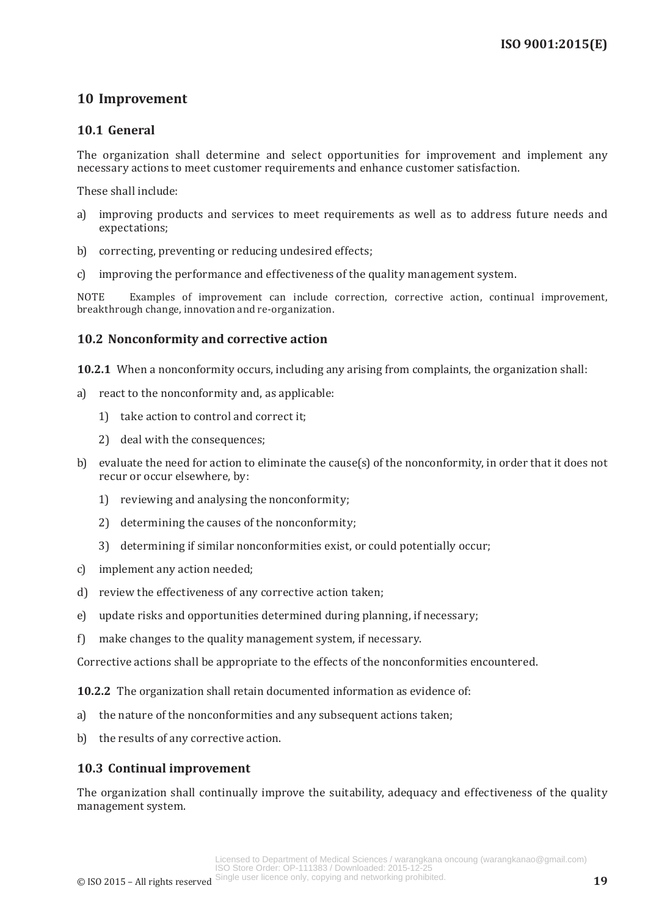# 10 Improvement

## 10.1 General

The organization shall determine and select opportunities for improvement and implement any necessary actions to meet customer requirements and enhance customer satisfaction.

These shall include:

a) improving products and services to meet requirements as well as to address future needs and expectations;

b) correcting, preventing or reducing undesired effects;

c) improving the performance and effectiveness of the quality management system.

NOTE Examples of improvement can include correction, corrective action, continual improvement, breakthrough change, innovation and re-organization.

## 10.2 Nonconformity and corrective action

**10.2.1** When a nonconformity occurs, including any arising from complaints, the organization shall:

a) react to the nonconformity and, as applicable:

   1) take action to control and correct it;

   2) deal with the consequences;

b) evaluate the need for action to eliminate the cause(s) of the nonconformity, in order that it does not recur or occur elsewhere, by:

   1) reviewing and analysing the nonconformity;

   2) determining the causes of the nonconformity;

   3) determining if similar nonconformities exist, or could potentially occur;

c) implement any action needed;

d) review the effectiveness of any corrective action taken;

e) update risks and opportunities determined during planning, if necessary;

f) make changes to the quality management system, if necessary.

Corrective actions shall be appropriate to the effects of the nonconformities encountered.

**10.2.2** The organization shall retain documented information as evidence of:

a) the nature of the nonconformities and any subsequent actions taken;

b) the results of any corrective action.

## 10.3 Continual improvement

The organization shall continually improve the suitability, adequacy and effectiveness of the quality management system.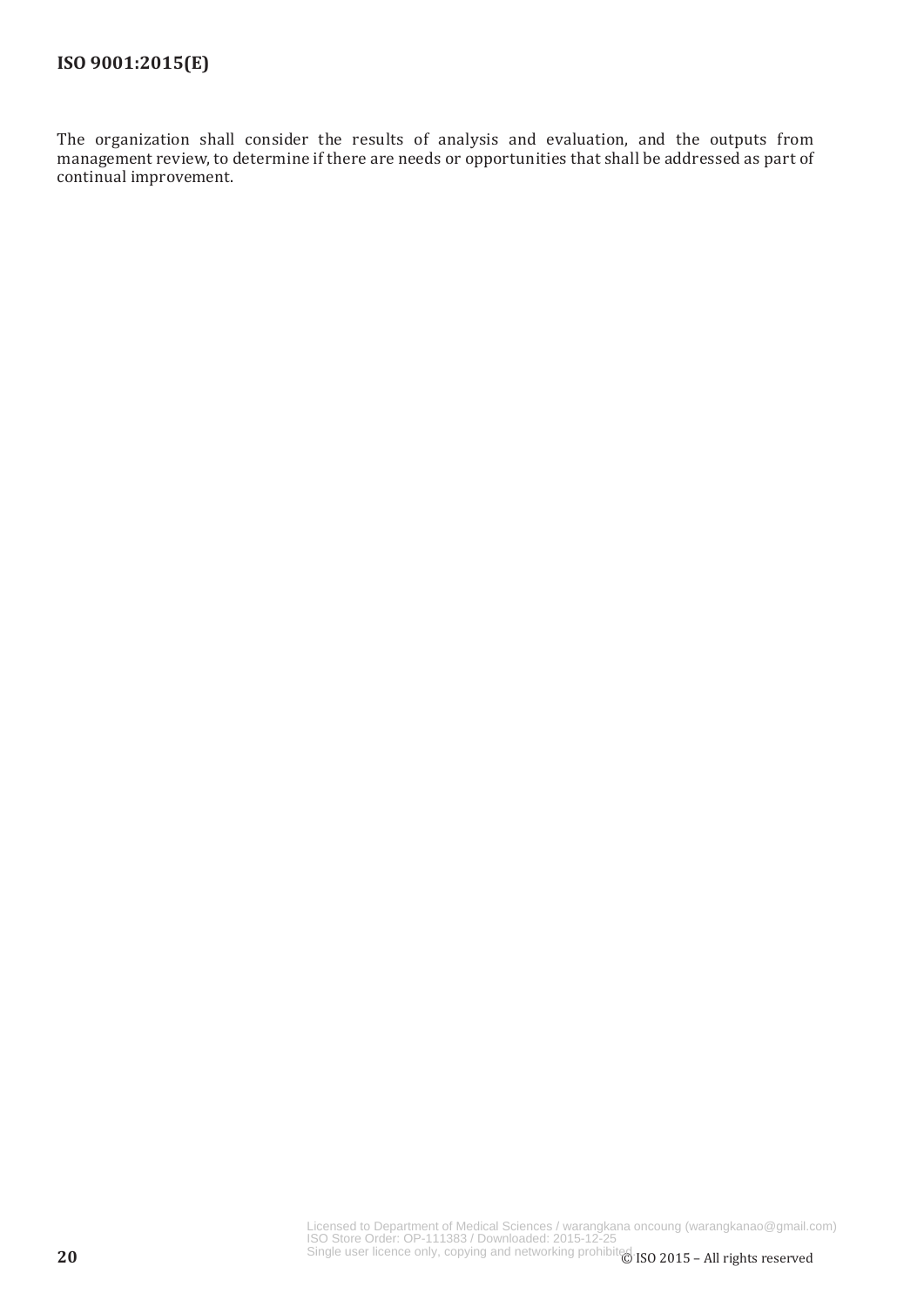The organization shall consider the results of analysis and evaluation, and the outputs from management review, to determine if there are needs or opportunities that shall be addressed as part of continual improvement.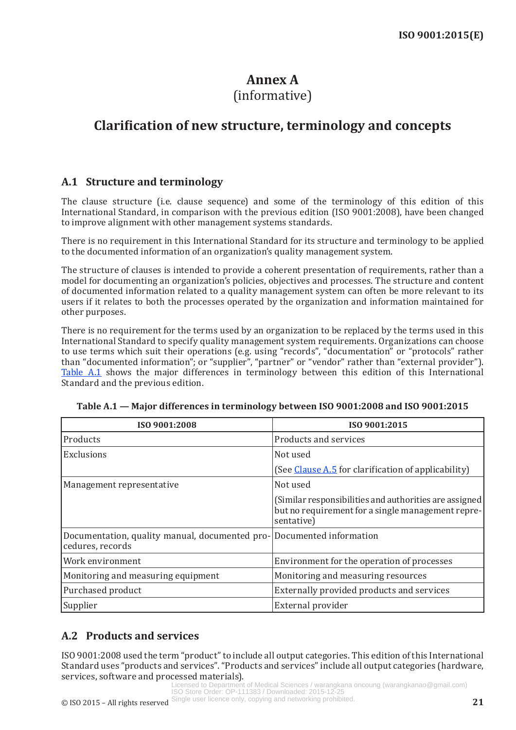# Annex A
(informative)

# Clarification of new structure, terminology and concepts

## A.1 Structure and terminology

The clause structure (i.e. clause sequence) and some of the terminology of this edition of this International Standard, in comparison with the previous edition (ISO 9001:2008), have been changed to improve alignment with other management systems standards.

There is no requirement in this International Standard for its structure and terminology to be applied to the documented information of an organization's quality management system.

The structure of clauses is intended to provide a coherent presentation of requirements, rather than a model for documenting an organization's policies, objectives and processes. The structure and content of documented information related to a quality management system can often be more relevant to its users if it relates to both the processes operated by the organization and information maintained for other purposes.

There is no requirement for the terms used by an organization to be replaced by the terms used in this International Standard to specify quality management system requirements. Organizations can choose to use terms which suit their operations (e.g. using "records", "documentation" or "protocols" rather than "documented information"; or "supplier", "partner" or "vendor" rather than "external provider"). Table A.1 shows the major differences in terminology between this edition of this International Standard and the previous edition.

**Table A.1 — Major differences in terminology between ISO 9001:2008 and ISO 9001:2015**

| ISO 9001:2008 | ISO 9001:2015 |
|---|---|
| Products | Products and services |
| Exclusions | Not used<br>(See Clause A.5 for clarification of applicability) |
| Management representative | Not used<br>(Similar responsibilities and authorities are assigned but no requirement for a single management representative) |
| Documentation, quality manual, documented procedures, records | Documented information |
| Work environment | Environment for the operation of processes |
| Monitoring and measuring equipment | Monitoring and measuring resources |
| Purchased product | Externally provided products and services |
| Supplier | External provider |

## A.2 Products and services

ISO 9001:2008 used the term "product" to include all output categories. This edition of this International Standard uses "products and services". "Products and services" include all output categories (hardware, services, software and processed materials).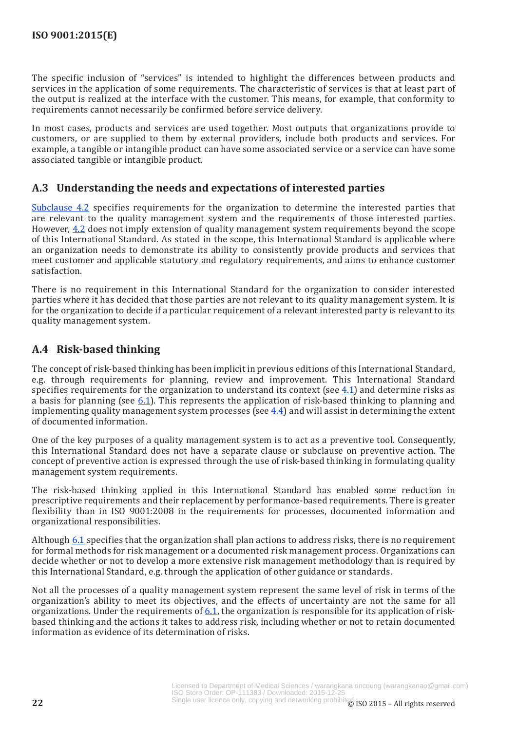The specific inclusion of “services” is intended to highlight the differences between products and services in the application of some requirements. The characteristic of services is that at least part of the output is realized at the interface with the customer. This means, for example, that conformity to requirements cannot necessarily be confirmed before service delivery.

In most cases, products and services are used together. Most outputs that organizations provide to customers, or are supplied to them by external providers, include both products and services. For example, a tangible or intangible product can have some associated service or a service can have some associated tangible or intangible product.

## A.3 Understanding the needs and expectations of interested parties

Subclause 4.2 specifies requirements for the organization to determine the interested parties that are relevant to the quality management system and the requirements of those interested parties. However, 4.2 does not imply extension of quality management system requirements beyond the scope of this International Standard. As stated in the scope, this International Standard is applicable where an organization needs to demonstrate its ability to consistently provide products and services that meet customer and applicable statutory and regulatory requirements, and aims to enhance customer satisfaction.

There is no requirement in this International Standard for the organization to consider interested parties where it has decided that those parties are not relevant to its quality management system. It is for the organization to decide if a particular requirement of a relevant interested party is relevant to its quality management system.

## A.4 Risk-based thinking

The concept of risk-based thinking has been implicit in previous editions of this International Standard, e.g. through requirements for planning, review and improvement. This International Standard specifies requirements for the organization to understand its context (see 4.1) and determine risks as a basis for planning (see 6.1). This represents the application of risk-based thinking to planning and implementing quality management system processes (see 4.4) and will assist in determining the extent of documented information.

One of the key purposes of a quality management system is to act as a preventive tool. Consequently, this International Standard does not have a separate clause or subclause on preventive action. The concept of preventive action is expressed through the use of risk-based thinking in formulating quality management system requirements.

The risk-based thinking applied in this International Standard has enabled some reduction in prescriptive requirements and their replacement by performance-based requirements. There is greater flexibility than in ISO 9001:2008 in the requirements for processes, documented information and organizational responsibilities.

Although 6.1 specifies that the organization shall plan actions to address risks, there is no requirement for formal methods for risk management or a documented risk management process. Organizations can decide whether or not to develop a more extensive risk management methodology than is required by this International Standard, e.g. through the application of other guidance or standards.

Not all the processes of a quality management system represent the same level of risk in terms of the organization’s ability to meet its objectives, and the effects of uncertainty are not the same for all organizations. Under the requirements of 6.1, the organization is responsible for its application of risk-based thinking and the actions it takes to address risk, including whether or not to retain documented information as evidence of its determination of risks.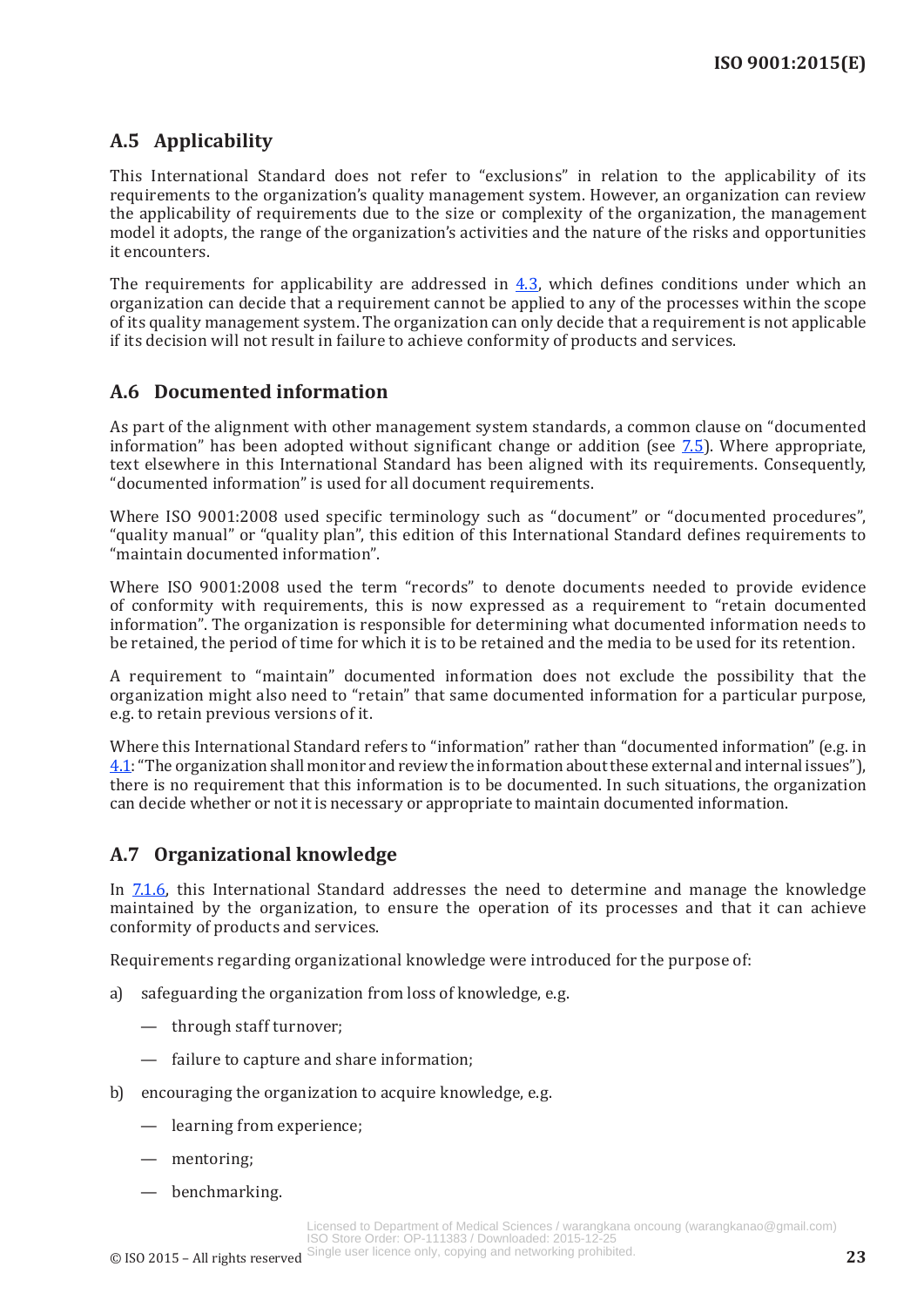## A.5 Applicability

This International Standard does not refer to "exclusions" in relation to the applicability of its requirements to the organization's quality management system. However, an organization can review the applicability of requirements due to the size or complexity of the organization, the management model it adopts, the range of the organization's activities and the nature of the risks and opportunities it encounters.

The requirements for applicability are addressed in 4.3, which defines conditions under which an organization can decide that a requirement cannot be applied to any of the processes within the scope of its quality management system. The organization can only decide that a requirement is not applicable if its decision will not result in failure to achieve conformity of products and services.

## A.6 Documented information

As part of the alignment with other management system standards, a common clause on "documented information" has been adopted without significant change or addition (see 7.5). Where appropriate, text elsewhere in this International Standard has been aligned with its requirements. Consequently, "documented information" is used for all document requirements.

Where ISO 9001:2008 used specific terminology such as "document" or "documented procedures", "quality manual" or "quality plan", this edition of this International Standard defines requirements to "maintain documented information".

Where ISO 9001:2008 used the term "records" to denote documents needed to provide evidence of conformity with requirements, this is now expressed as a requirement to "retain documented information". The organization is responsible for determining what documented information needs to be retained, the period of time for which it is to be retained and the media to be used for its retention.

A requirement to "maintain" documented information does not exclude the possibility that the organization might also need to "retain" that same documented information for a particular purpose, e.g. to retain previous versions of it.

Where this International Standard refers to "information" rather than "documented information" (e.g. in 4.1: "The organization shall monitor and review the information about these external and internal issues"), there is no requirement that this information is to be documented. In such situations, the organization can decide whether or not it is necessary or appropriate to maintain documented information.

## A.7 Organizational knowledge

In 7.1.6, this International Standard addresses the need to determine and manage the knowledge maintained by the organization, to ensure the operation of its processes and that it can achieve conformity of products and services.

Requirements regarding organizational knowledge were introduced for the purpose of:

a) safeguarding the organization from loss of knowledge, e.g.
   - through staff turnover;
   - failure to capture and share information;

b) encouraging the organization to acquire knowledge, e.g.
   - learning from experience;
   - mentoring;
   - benchmarking.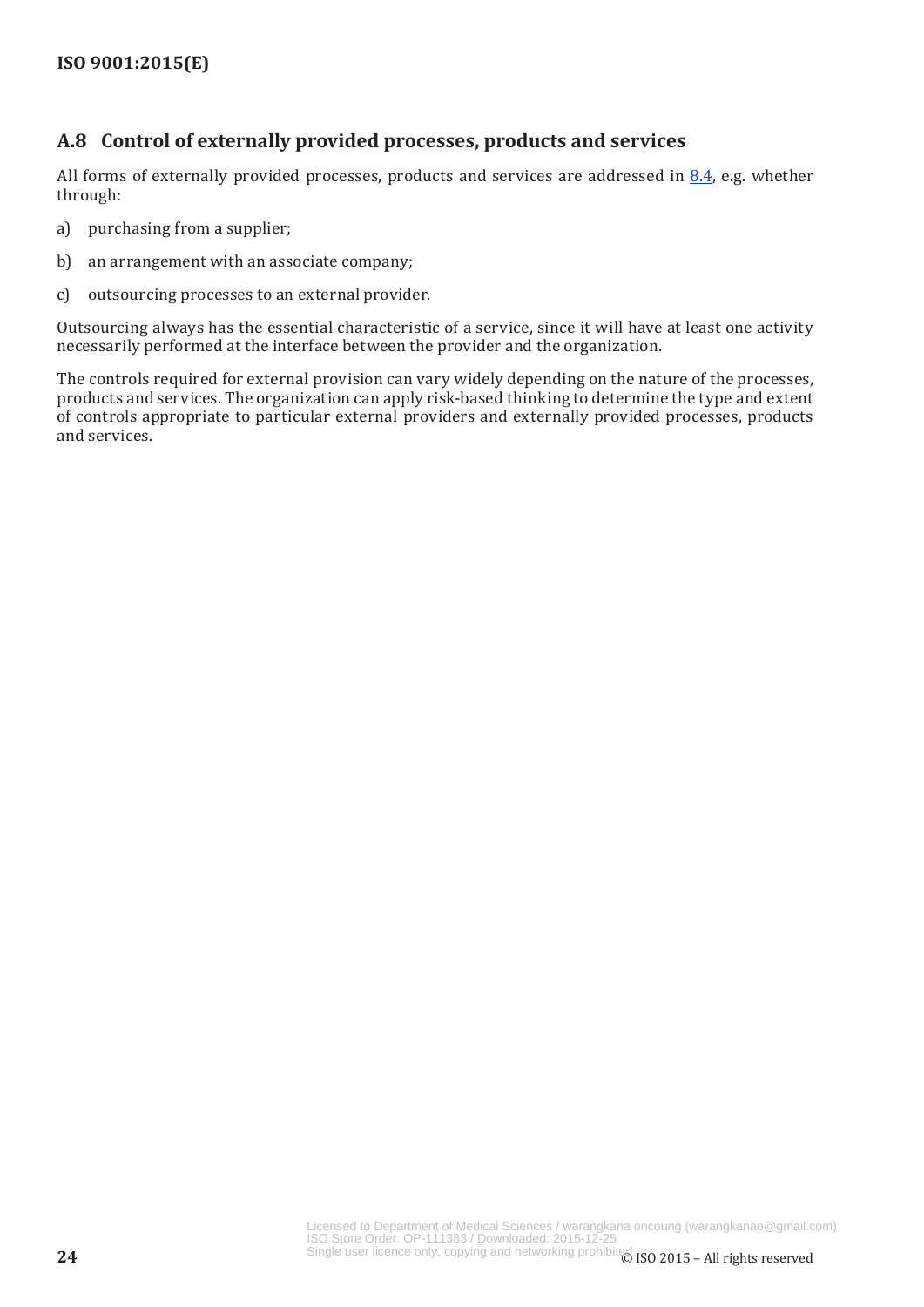## A.8 Control of externally provided processes, products and services

All forms of externally provided processes, products and services are addressed in 8.4, e.g. whether through:

a) purchasing from a supplier;

b) an arrangement with an associate company;

c) outsourcing processes to an external provider.

Outsourcing always has the essential characteristic of a service, since it will have at least one activity necessarily performed at the interface between the provider and the organization.

The controls required for external provision can vary widely depending on the nature of the processes, products and services. The organization can apply risk-based thinking to determine the type and extent of controls appropriate to particular external providers and externally provided processes, products and services.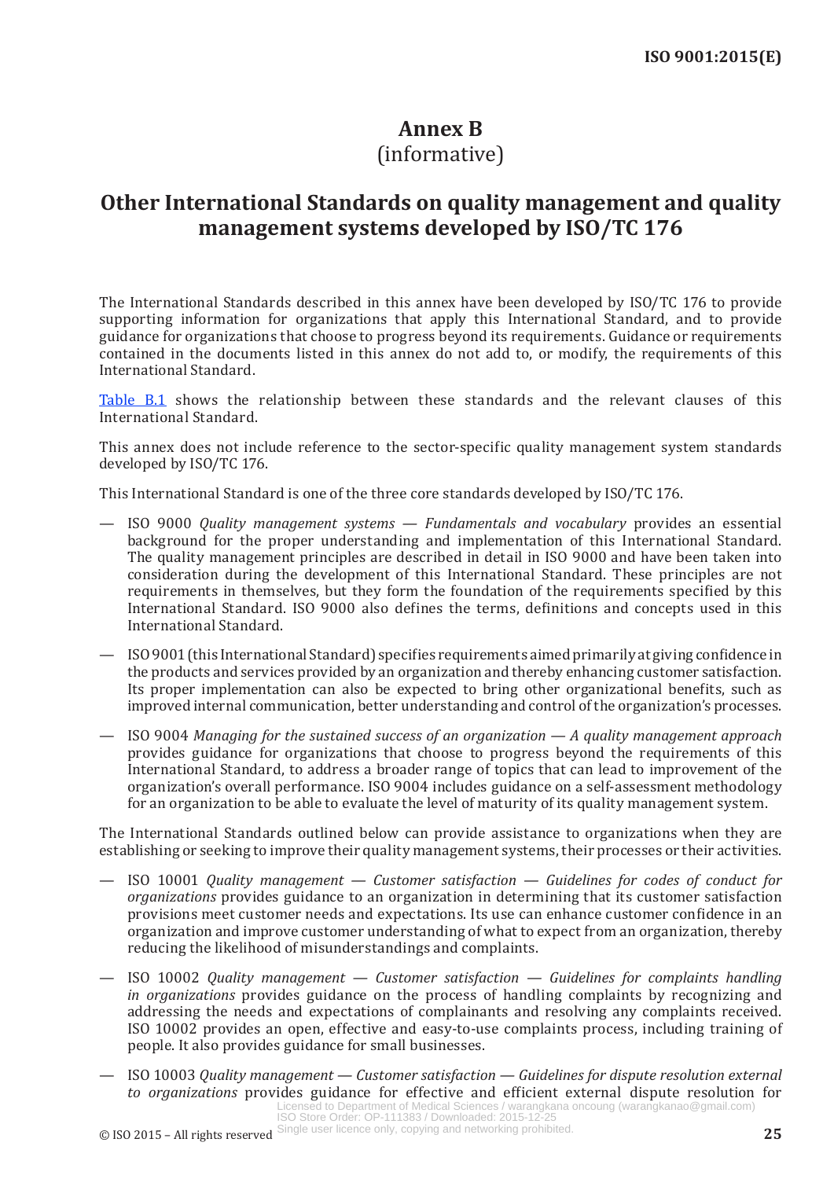# Annex B
(informative)

# Other International Standards on quality management and quality management systems developed by ISO/TC 176

The International Standards described in this annex have been developed by ISO/TC 176 to provide supporting information for organizations that apply this International Standard, and to provide guidance for organizations that choose to progress beyond its requirements. Guidance or requirements contained in the documents listed in this annex do not add to, or modify, the requirements of this International Standard.

Table B.1 shows the relationship between these standards and the relevant clauses of this International Standard.

This annex does not include reference to the sector-specific quality management system standards developed by ISO/TC 176.

This International Standard is one of the three core standards developed by ISO/TC 176.

— ISO 9000 *Quality management systems — Fundamentals and vocabulary* provides an essential background for the proper understanding and implementation of this International Standard. The quality management principles are described in detail in ISO 9000 and have been taken into consideration during the development of this International Standard. These principles are not requirements in themselves, but they form the foundation of the requirements specified by this International Standard. ISO 9000 also defines the terms, definitions and concepts used in this International Standard.

— ISO 9001 (this International Standard) specifies requirements aimed primarily at giving confidence in the products and services provided by an organization and thereby enhancing customer satisfaction. Its proper implementation can also be expected to bring other organizational benefits, such as improved internal communication, better understanding and control of the organization's processes.

— ISO 9004 *Managing for the sustained success of an organization — A quality management approach* provides guidance for organizations that choose to progress beyond the requirements of this International Standard, to address a broader range of topics that can lead to improvement of the organization's overall performance. ISO 9004 includes guidance on a self-assessment methodology for an organization to be able to evaluate the level of maturity of its quality management system.

The International Standards outlined below can provide assistance to organizations when they are establishing or seeking to improve their quality management systems, their processes or their activities.

— ISO 10001 *Quality management — Customer satisfaction — Guidelines for codes of conduct for organizations* provides guidance to an organization in determining that its customer satisfaction provisions meet customer needs and expectations. Its use can enhance customer confidence in an organization and improve customer understanding of what to expect from an organization, thereby reducing the likelihood of misunderstandings and complaints.

— ISO 10002 *Quality management — Customer satisfaction — Guidelines for complaints handling in organizations* provides guidance on the process of handling complaints by recognizing and addressing the needs and expectations of complainants and resolving any complaints received. ISO 10002 provides an open, effective and easy-to-use complaints process, including training of people. It also provides guidance for small businesses.

— ISO 10003 *Quality management — Customer satisfaction — Guidelines for dispute resolution external to organizations* provides guidance for effective and efficient external dispute resolution for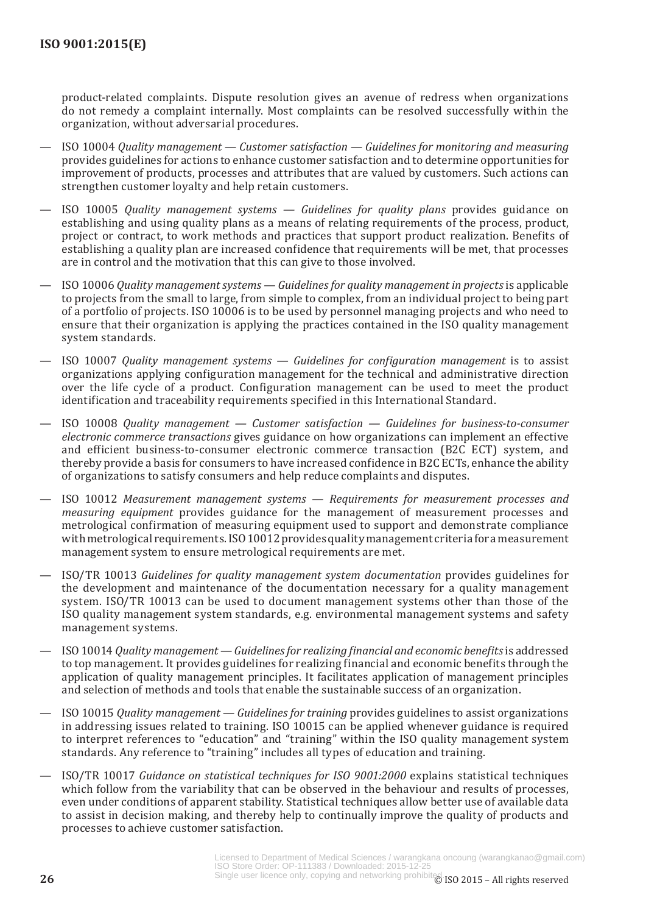product-related complaints. Dispute resolution gives an avenue of redress when organizations do not remedy a complaint internally. Most complaints can be resolved successfully within the organization, without adversarial procedures.

— ISO 10004 *Quality management — Customer satisfaction — Guidelines for monitoring and measuring* provides guidelines for actions to enhance customer satisfaction and to determine opportunities for improvement of products, processes and attributes that are valued by customers. Such actions can strengthen customer loyalty and help retain customers.

— ISO 10005 *Quality management systems — Guidelines for quality plans* provides guidance on establishing and using quality plans as a means of relating requirements of the process, product, project or contract, to work methods and practices that support product realization. Benefits of establishing a quality plan are increased confidence that requirements will be met, that processes are in control and the motivation that this can give to those involved.

— ISO 10006 *Quality management systems — Guidelines for quality management in projects* is applicable to projects from the small to large, from simple to complex, from an individual project to being part of a portfolio of projects. ISO 10006 is to be used by personnel managing projects and who need to ensure that their organization is applying the practices contained in the ISO quality management system standards.

— ISO 10007 *Quality management systems — Guidelines for configuration management* is to assist organizations applying configuration management for the technical and administrative direction over the life cycle of a product. Configuration management can be used to meet the product identification and traceability requirements specified in this International Standard.

— ISO 10008 *Quality management — Customer satisfaction — Guidelines for business-to-consumer electronic commerce transactions* gives guidance on how organizations can implement an effective and efficient business-to-consumer electronic commerce transaction (B2C ECT) system, and thereby provide a basis for consumers to have increased confidence in B2C ECTs, enhance the ability of organizations to satisfy consumers and help reduce complaints and disputes.

— ISO 10012 *Measurement management systems — Requirements for measurement processes and measuring equipment* provides guidance for the management of measurement processes and metrological confirmation of measuring equipment used to support and demonstrate compliance with metrological requirements. ISO 10012 provides quality management criteria for a measurement management system to ensure metrological requirements are met.

— ISO/TR 10013 *Guidelines for quality management system documentation* provides guidelines for the development and maintenance of the documentation necessary for a quality management system. ISO/TR 10013 can be used to document management systems other than those of the ISO quality management system standards, e.g. environmental management systems and safety management systems.

— ISO 10014 *Quality management — Guidelines for realizing financial and economic benefits* is addressed to top management. It provides guidelines for realizing financial and economic benefits through the application of quality management principles. It facilitates application of management principles and selection of methods and tools that enable the sustainable success of an organization.

— ISO 10015 *Quality management — Guidelines for training* provides guidelines to assist organizations in addressing issues related to training. ISO 10015 can be applied whenever guidance is required to interpret references to "education" and "training" within the ISO quality management system standards. Any reference to "training" includes all types of education and training.

— ISO/TR 10017 *Guidance on statistical techniques for ISO 9001:2000* explains statistical techniques which follow from the variability that can be observed in the behaviour and results of processes, even under conditions of apparent stability. Statistical techniques allow better use of available data to assist in decision making, and thereby help to continually improve the quality of products and processes to achieve customer satisfaction.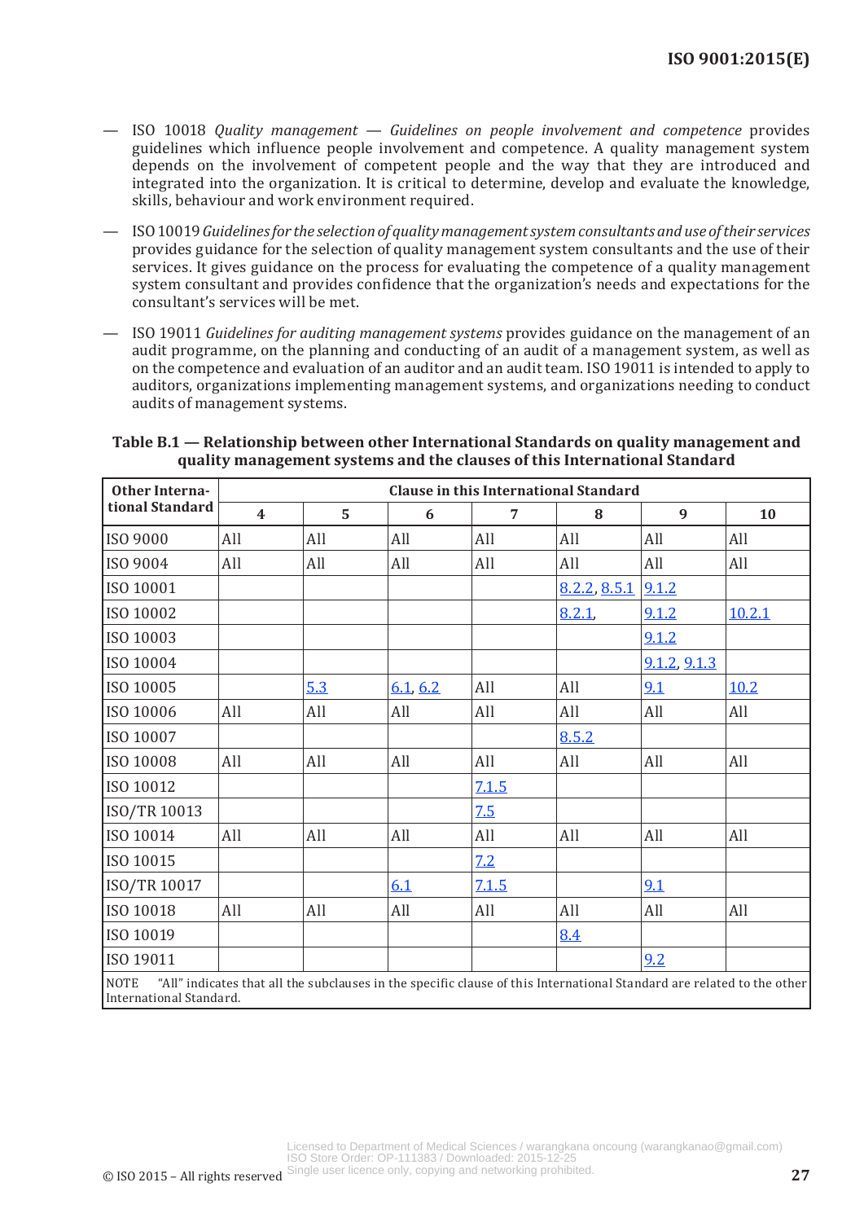— ISO 10018 *Quality management — Guidelines on people involvement and competence* provides guidelines which influence people involvement and competence. A quality management system depends on the involvement of competent people and the way that they are introduced and integrated into the organization. It is critical to determine, develop and evaluate the knowledge, skills, behaviour and work environment required.

— ISO 10019 *Guidelines for the selection of quality management system consultants and use of their services* provides guidance for the selection of quality management system consultants and the use of their services. It gives guidance on the process for evaluating the competence of a quality management system consultant and provides confidence that the organization's needs and expectations for the consultant's services will be met.

— ISO 19011 *Guidelines for auditing management systems* provides guidance on the management of an audit programme, on the planning and conducting of an audit of a management system, as well as on the competence and evaluation of an auditor and an audit team. ISO 19011 is intended to apply to auditors, organizations implementing management systems, and organizations needing to conduct audits of management systems.

**Table B.1 — Relationship between other International Standards on quality management and quality management systems and the clauses of this International Standard**

| Other International Standard | Clause in this International Standard | | | | | | |
|---|---|---|---|---|---|---|---|
| | 4 | 5 | 6 | 7 | 8 | 9 | 10 |
| ISO 9000 | All | All | All | All | All | All | All |
| ISO 9004 | All | All | All | All | All | All | All |
| ISO 10001 | | | | | 8.2.2, 8.5.1 | 9.1.2 | |
| ISO 10002 | | | | | 8.2.1, | 9.1.2 | 10.2.1 |
| ISO 10003 | | | | | | 9.1.2 | |
| ISO 10004 | | | | | | 9.1.2, 9.1.3 | |
| ISO 10005 | | 5.3 | 6.1, 6.2 | All | All | 9.1 | 10.2 |
| ISO 10006 | All | All | All | All | All | All | All |
| ISO 10007 | | | | | 8.5.2 | | |
| ISO 10008 | All | All | All | All | All | All | All |
| ISO 10012 | | | | 7.1.5 | | | |
| ISO/TR 10013 | | | | 7.5 | | | |
| ISO 10014 | All | All | All | All | All | All | All |
| ISO 10015 | | | | 7.2 | | | |
| ISO/TR 10017 | | | 6.1 | 7.1.5 | | 9.1 | |
| ISO 10018 | All | All | All | All | All | All | All |
| ISO 10019 | | | | | 8.4 | | |
| ISO 19011 | | | | | | 9.2 | |

NOTE "All" indicates that all the subclauses in the specific clause of this International Standard are related to the other International Standard.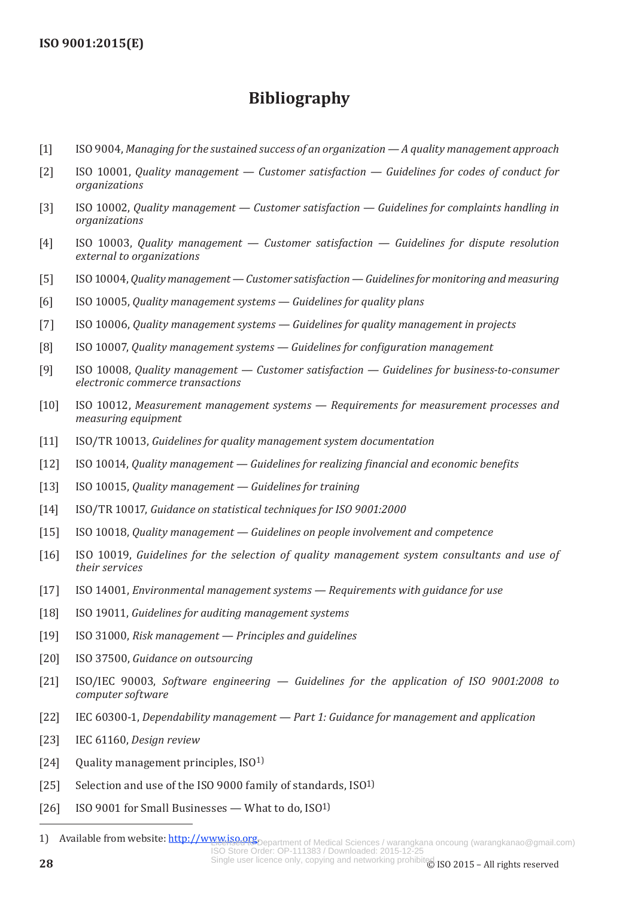# Bibliography

[1] ISO 9004, *Managing for the sustained success of an organization — A quality management approach*

[2] ISO 10001, *Quality management — Customer satisfaction — Guidelines for codes of conduct for organizations*

[3] ISO 10002, *Quality management — Customer satisfaction — Guidelines for complaints handling in organizations*

[4] ISO 10003, *Quality management — Customer satisfaction — Guidelines for dispute resolution external to organizations*

[5] ISO 10004, *Quality management — Customer satisfaction — Guidelines for monitoring and measuring*

[6] ISO 10005, *Quality management systems — Guidelines for quality plans*

[7] ISO 10006, *Quality management systems — Guidelines for quality management in projects*

[8] ISO 10007, *Quality management systems — Guidelines for configuration management*

[9] ISO 10008, *Quality management — Customer satisfaction — Guidelines for business-to-consumer electronic commerce transactions*

[10] ISO 10012, *Measurement management systems — Requirements for measurement processes and measuring equipment*

[11] ISO/TR 10013, *Guidelines for quality management system documentation*

[12] ISO 10014, *Quality management — Guidelines for realizing financial and economic benefits*

[13] ISO 10015, *Quality management — Guidelines for training*

[14] ISO/TR 10017, *Guidance on statistical techniques for ISO 9001:2000*

[15] ISO 10018, *Quality management — Guidelines on people involvement and competence*

[16] ISO 10019, *Guidelines for the selection of quality management system consultants and use of their services*

[17] ISO 14001, *Environmental management systems — Requirements with guidance for use*

[18] ISO 19011, *Guidelines for auditing management systems*

[19] ISO 31000, *Risk management — Principles and guidelines*

[20] ISO 37500, *Guidance on outsourcing*

[21] ISO/IEC 90003, *Software engineering — Guidelines for the application of ISO 9001:2008 to computer software*

[22] IEC 60300-1, *Dependability management — Part 1: Guidance for management and application*

[23] IEC 61160, *Design review*

[24] Quality management principles, ISO[1)]

[25] Selection and use of the ISO 9000 family of standards, ISO[1)]

[26] ISO 9001 for Small Businesses — What to do, ISO[1)]

---

1) Available from website: http://www.iso.org.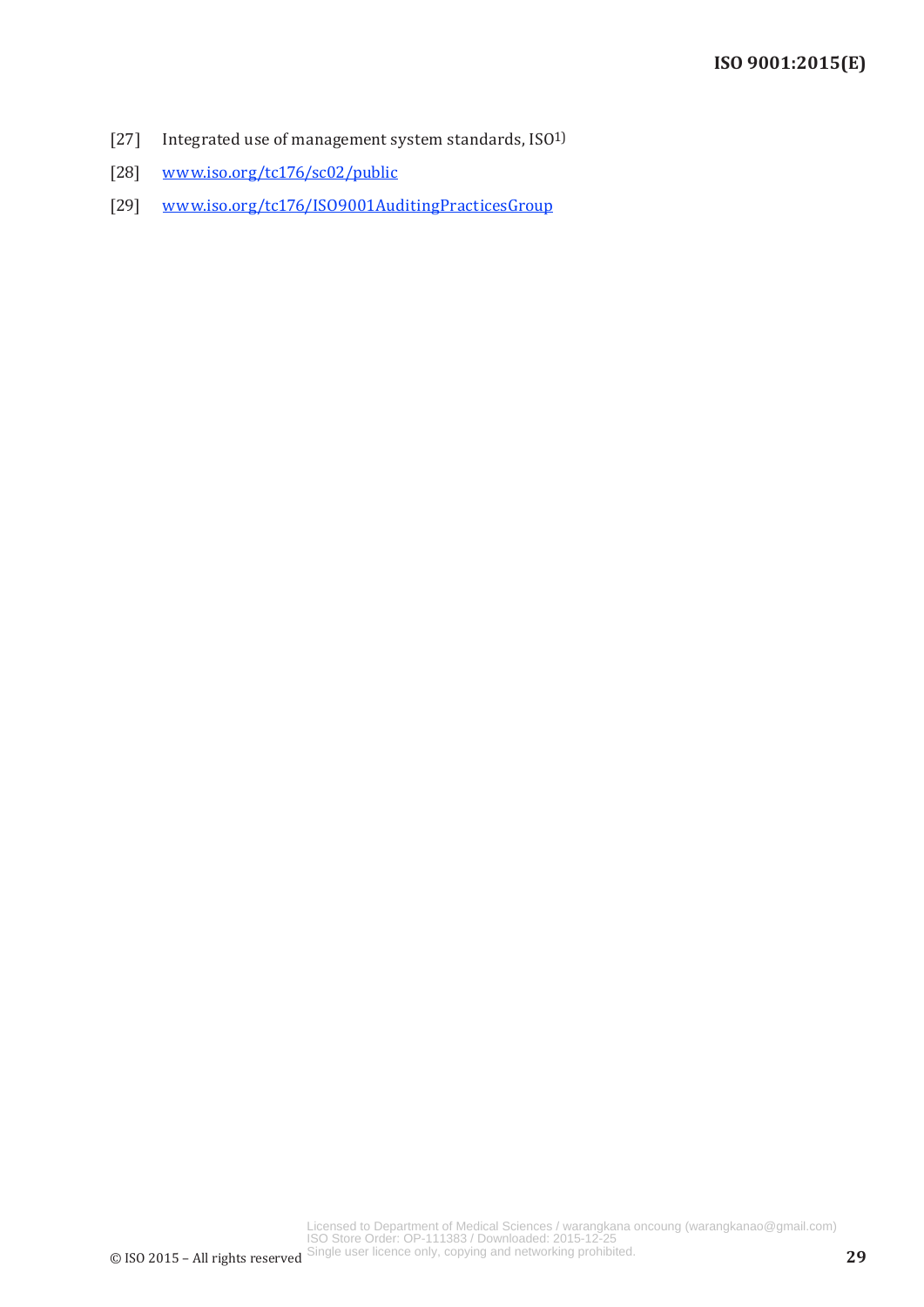[27] Integrated use of management system standards, ISO[1)]

[28] www.iso.org/tc176/sc02/public

[29] www.iso.org/tc176/ISO9001AuditingPracticesGroup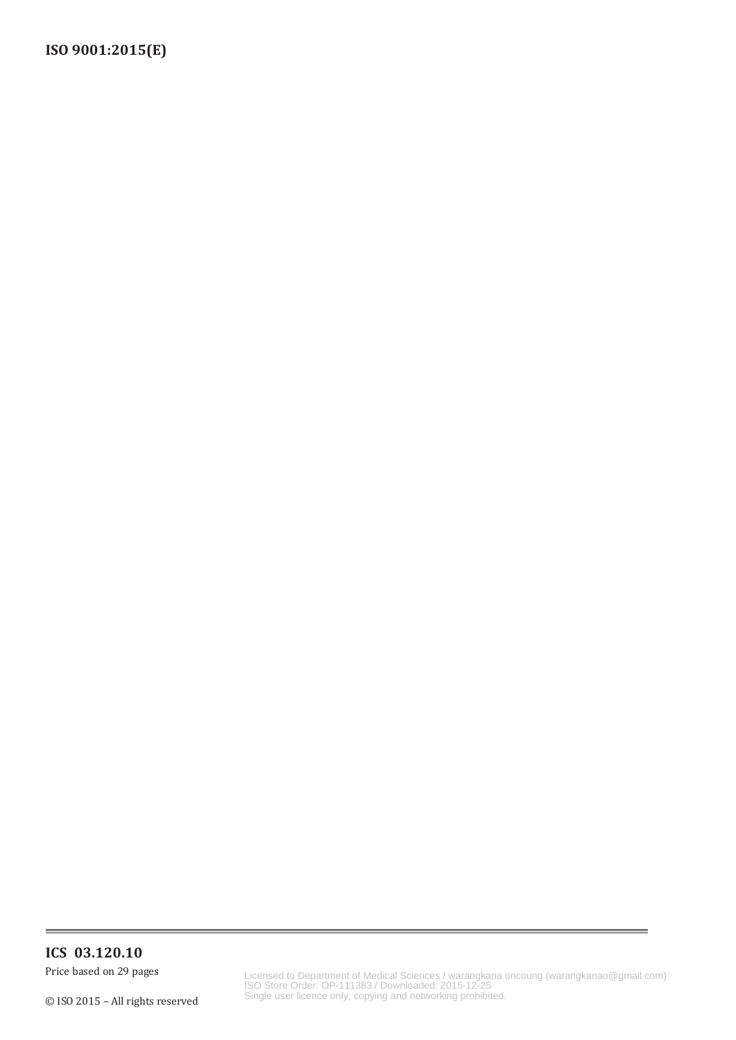**ICS 03.120.10**

Price based on 29 pages

© ISO 2015 – All rights reserved

Licensed to Department of Medical Sciences / warangkana oncoung (warangkanao@gmail.com)
ISO Store Order: OP-111383 / Downloaded: 2015-12-25
Single user licence only, copying and networking prohibited.